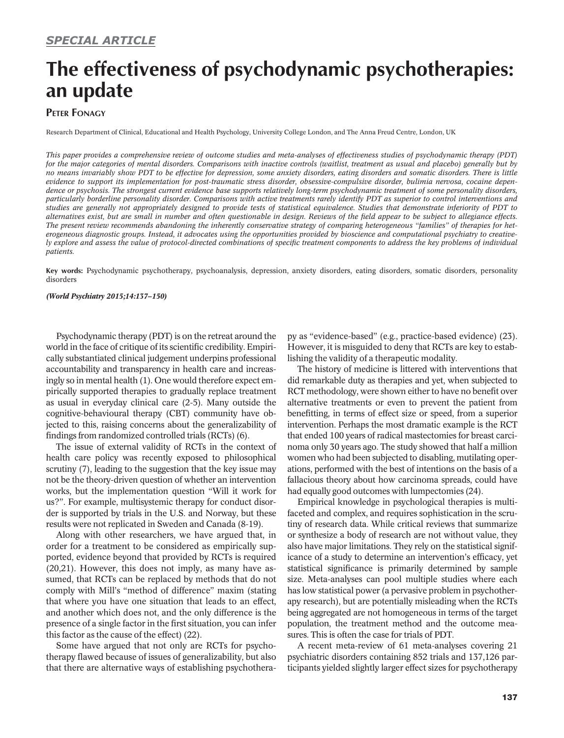*SPECIAL ARTICLE*

# The effectiveness of psychodynamic psychotherapies: an update

**Peter Fonagy**

Research Department of Clinical, Educational and Health Psychology, University College London, and The Anna Freud Centre, London, UK

*This paper provides a comprehensive review of outcome studies and meta-analyses of effectiveness studies of psychodynamic therapy (PDT) for the major categories of mental disorders. Comparisons with inactive controls (waitlist, treatment as usual and placebo) generally but by no means invariably show PDT to be effective for depression, some anxiety disorders, eating disorders and somatic disorders. There is little evidence to support its implementation for post-traumatic stress disorder, obsessive-compulsive disorder, bulimia nervosa, cocaine dependence or psychosis. The strongest current evidence base supports relatively long-term psychodynamic treatment of some personality disorders, particularly borderline personality disorder. Comparisons with active treatments rarely identify PDT as superior to control interventions and studies are generally not appropriately designed to provide tests of statistical equivalence. Studies that demonstrate inferiority of PDT to alternatives exist, but are small in number and often questionable in design. Reviews of the field appear to be subject to allegiance effects. The present review recommends abandoning the inherently conservative strategy of comparing heterogeneous "families" of therapies for heterogeneous diagnostic groups. Instead, it advocates using the opportunities provided by bioscience and computational psychiatry to creatively explore and assess the value of protocol-directed combinations of specific treatment components to address the key problems of individual patients.*

**Key words:** Psychodynamic psychotherapy, psychoanalysis, depression, anxiety disorders, eating disorders, somatic disorders, personality disorders

***(World Psychiatry 2015;14:137–150)***

Psychodynamic therapy (PDT) is on the retreat around the world in the face of critique of its scientific credibility. Empirically substantiated clinical judgement underpins professional accountability and transparency in health care and increasingly so in mental health (1). One would therefore expect empirically supported therapies to gradually replace treatment as usual in everyday clinical care (2-5). Many outside the cognitive-behavioural therapy (CBT) community have objected to this, raising concerns about the generalizability of findings from randomized controlled trials (RCTs) (6).

The issue of external validity of RCTs in the context of health care policy was recently exposed to philosophical scrutiny (7), leading to the suggestion that the key issue may not be the theory-driven question of whether an intervention works, but the implementation question "Will it work for us?". For example, multisystemic therapy for conduct disorder is supported by trials in the U.S. and Norway, but these results were not replicated in Sweden and Canada (8-19).

Along with other researchers, we have argued that, in order for a treatment to be considered as empirically supported, evidence beyond that provided by RCTs is required (20,21). However, this does not imply, as many have assumed, that RCTs can be replaced by methods that do not comply with Mill's "method of difference" maxim (stating that where you have one situation that leads to an effect, and another which does not, and the only difference is the presence of a single factor in the first situation, you can infer this factor as the cause of the effect) (22).

Some have argued that not only are RCTs for psychotherapy flawed because of issues of generalizability, but also that there are alternative ways of establishing psychotherapy as "evidence-based" (e.g., practice-based evidence) (23). However, it is misguided to deny that RCTs are key to establishing the validity of a therapeutic modality.

The history of medicine is littered with interventions that did remarkable duty as therapies and yet, when subjected to RCT methodology, were shown either to have no benefit over alternative treatments or even to prevent the patient from benefitting, in terms of effect size or speed, from a superior intervention. Perhaps the most dramatic example is the RCT that ended 100 years of radical mastectomies for breast carcinoma only 30 years ago. The study showed that half a million women who had been subjected to disabling, mutilating operations, performed with the best of intentions on the basis of a fallacious theory about how carcinoma spreads, could have had equally good outcomes with lumpectomies (24).

Empirical knowledge in psychological therapies is multifaceted and complex, and requires sophistication in the scrutiny of research data. While critical reviews that summarize or synthesize a body of research are not without value, they also have major limitations. They rely on the statistical significance of a study to determine an intervention's efficacy, yet statistical significance is primarily determined by sample size. Meta-analyses can pool multiple studies where each has low statistical power (a pervasive problem in psychotherapy research), but are potentially misleading when the RCTs being aggregated are not homogeneous in terms of the target population, the treatment method and the outcome measures. This is often the case for trials of PDT.

A recent meta-review of 61 meta-analyses covering 21 psychiatric disorders containing 852 trials and 137,126 participants yielded slightly larger effect sizes for psychotherapy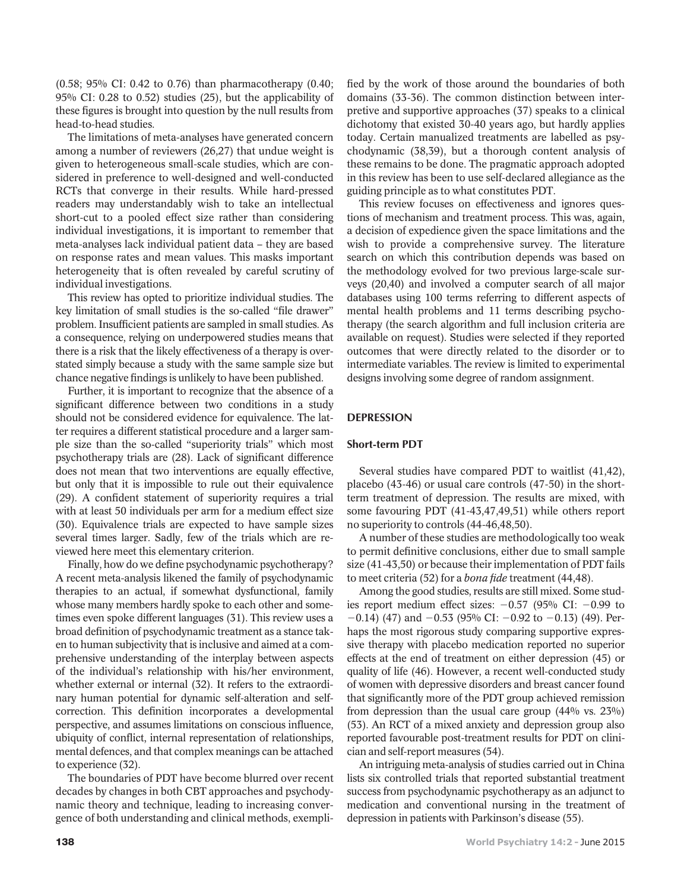(0.58; 95% CI: 0.42 to 0.76) than pharmacotherapy (0.40; 95% CI: 0.28 to 0.52) studies (25), but the applicability of these figures is brought into question by the null results from head-to-head studies.

The limitations of meta-analyses have generated concern among a number of reviewers (26,27) that undue weight is given to heterogeneous small-scale studies, which are considered in preference to well-designed and well-conducted RCTs that converge in their results. While hard-pressed readers may understandably wish to take an intellectual short-cut to a pooled effect size rather than considering individual investigations, it is important to remember that meta-analyses lack individual patient data – they are based on response rates and mean values. This masks important heterogeneity that is often revealed by careful scrutiny of individual investigations.

This review has opted to prioritize individual studies. The key limitation of small studies is the so-called "file drawer" problem. Insufficient patients are sampled in small studies. As a consequence, relying on underpowered studies means that there is a risk that the likely effectiveness of a therapy is overstated simply because a study with the same sample size but chance negative findings is unlikely to have been published.

Further, it is important to recognize that the absence of a significant difference between two conditions in a study should not be considered evidence for equivalence. The latter requires a different statistical procedure and a larger sample size than the so-called "superiority trials" which most psychotherapy trials are (28). Lack of significant difference does not mean that two interventions are equally effective, but only that it is impossible to rule out their equivalence (29). A confident statement of superiority requires a trial with at least 50 individuals per arm for a medium effect size (30). Equivalence trials are expected to have sample sizes several times larger. Sadly, few of the trials which are reviewed here meet this elementary criterion.

Finally, how do we define psychodynamic psychotherapy? A recent meta-analysis likened the family of psychodynamic therapies to an actual, if somewhat dysfunctional, family whose many members hardly spoke to each other and sometimes even spoke different languages (31). This review uses a broad definition of psychodynamic treatment as a stance taken to human subjectivity that is inclusive and aimed at a comprehensive understanding of the interplay between aspects of the individual's relationship with his/her environment, whether external or internal (32). It refers to the extraordinary human potential for dynamic self-alteration and self-correction. This definition incorporates a developmental perspective, and assumes limitations on conscious influence, ubiquity of conflict, internal representation of relationships, mental defences, and that complex meanings can be attached to experience (32).

The boundaries of PDT have become blurred over recent decades by changes in both CBT approaches and psychodynamic theory and technique, leading to increasing convergence of both understanding and clinical methods, exemplified by the work of those around the boundaries of both domains (33-36). The common distinction between interpretive and supportive approaches (37) speaks to a clinical dichotomy that existed 30-40 years ago, but hardly applies today. Certain manualized treatments are labelled as psychodynamic (38,39), but a thorough content analysis of these remains to be done. The pragmatic approach adopted in this review has been to use self-declared allegiance as the guiding principle as to what constitutes PDT.

This review focuses on effectiveness and ignores questions of mechanism and treatment process. This was, again, a decision of expedience given the space limitations and the wish to provide a comprehensive survey. The literature search on which this contribution depends was based on the methodology evolved for two previous large-scale surveys (20,40) and involved a computer search of all major databases using 100 terms referring to different aspects of mental health problems and 11 terms describing psychotherapy (the search algorithm and full inclusion criteria are available on request). Studies were selected if they reported outcomes that were directly related to the disorder or to intermediate variables. The review is limited to experimental designs involving some degree of random assignment.

## DEPRESSION

### Short-term PDT

Several studies have compared PDT to waitlist (41,42), placebo (43-46) or usual care controls (47-50) in the short-term treatment of depression. The results are mixed, with some favouring PDT (41-43,47,49,51) while others report no superiority to controls (44-46,48,50).

A number of these studies are methodologically too weak to permit definitive conclusions, either due to small sample size (41-43,50) or because their implementation of PDT fails to meet criteria (52) for a *bona fide* treatment (44,48).

Among the good studies, results are still mixed. Some studies report medium effect sizes: −0.57 (95% CI: −0.99 to −0.14) (47) and −0.53 (95% CI: −0.92 to −0.13) (49). Perhaps the most rigorous study comparing supportive expressive therapy with placebo medication reported no superior effects at the end of treatment on either depression (45) or quality of life (46). However, a recent well-conducted study of women with depressive disorders and breast cancer found that significantly more of the PDT group achieved remission from depression than the usual care group (44% vs. 23%) (53). An RCT of a mixed anxiety and depression group also reported favourable post-treatment results for PDT on clinician and self-report measures (54).

An intriguing meta-analysis of studies carried out in China lists six controlled trials that reported substantial treatment success from psychodynamic psychotherapy as an adjunct to medication and conventional nursing in the treatment of depression in patients with Parkinson's disease (55).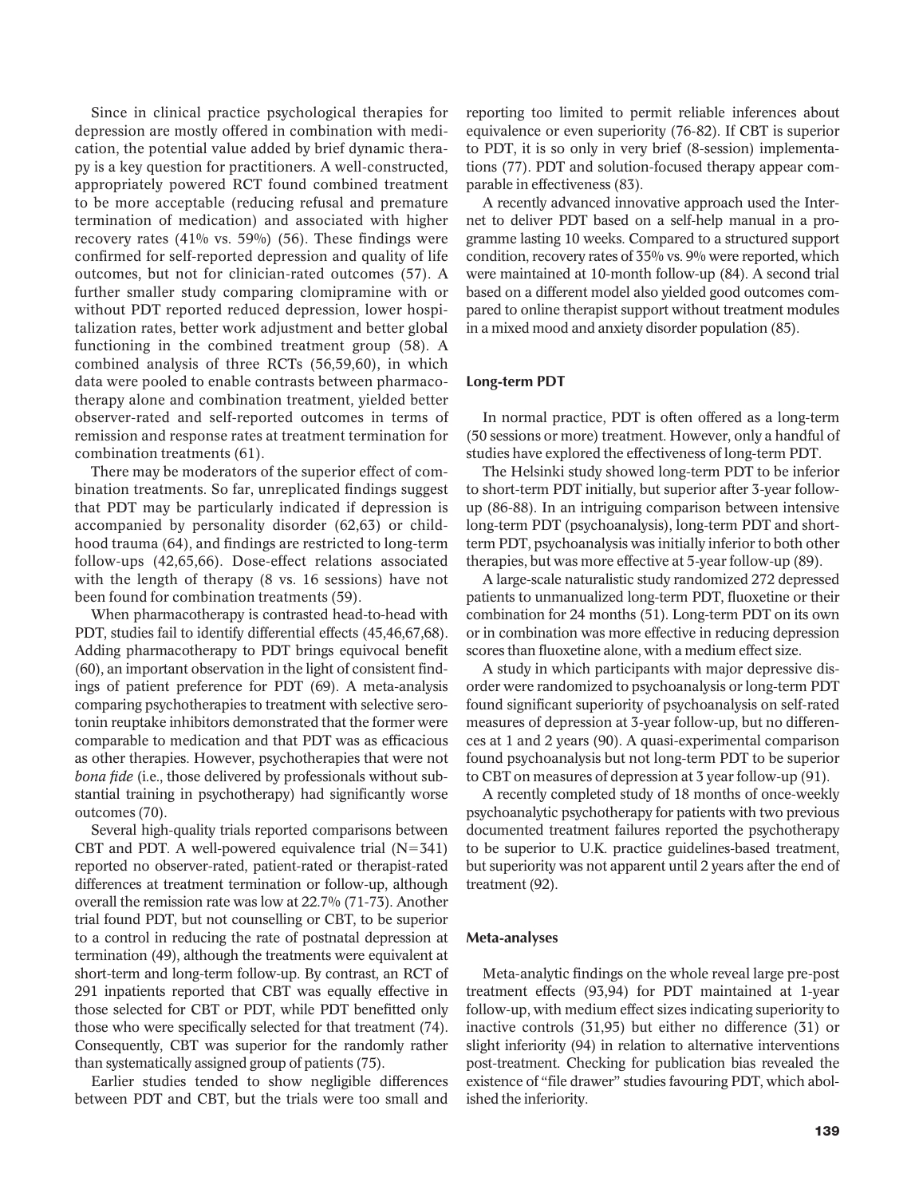Since in clinical practice psychological therapies for depression are mostly offered in combination with medication, the potential value added by brief dynamic therapy is a key question for practitioners. A well-constructed, appropriately powered RCT found combined treatment to be more acceptable (reducing refusal and premature termination of medication) and associated with higher recovery rates (41% vs. 59%) (56). These findings were confirmed for self-reported depression and quality of life outcomes, but not for clinician-rated outcomes (57). A further smaller study comparing clomipramine with or without PDT reported reduced depression, lower hospitalization rates, better work adjustment and better global functioning in the combined treatment group (58). A combined analysis of three RCTs (56,59,60), in which data were pooled to enable contrasts between pharmacotherapy alone and combination treatment, yielded better observer-rated and self-reported outcomes in terms of remission and response rates at treatment termination for combination treatments (61).

There may be moderators of the superior effect of combination treatments. So far, unreplicated findings suggest that PDT may be particularly indicated if depression is accompanied by personality disorder (62,63) or childhood trauma (64), and findings are restricted to long-term follow-ups (42,65,66). Dose-effect relations associated with the length of therapy (8 vs. 16 sessions) have not been found for combination treatments (59).

When pharmacotherapy is contrasted head-to-head with PDT, studies fail to identify differential effects (45,46,67,68). Adding pharmacotherapy to PDT brings equivocal benefit (60), an important observation in the light of consistent findings of patient preference for PDT (69). A meta-analysis comparing psychotherapies to treatment with selective serotonin reuptake inhibitors demonstrated that the former were comparable to medication and that PDT was as efficacious as other therapies. However, psychotherapies that were not *bona fide* (i.e., those delivered by professionals without substantial training in psychotherapy) had significantly worse outcomes (70).

Several high-quality trials reported comparisons between CBT and PDT. A well-powered equivalence trial (N=341) reported no observer-rated, patient-rated or therapist-rated differences at treatment termination or follow-up, although overall the remission rate was low at 22.7% (71-73). Another trial found PDT, but not counselling or CBT, to be superior to a control in reducing the rate of postnatal depression at termination (49), although the treatments were equivalent at short-term and long-term follow-up. By contrast, an RCT of 291 inpatients reported that CBT was equally effective in those selected for CBT or PDT, while PDT benefitted only those who were specifically selected for that treatment (74). Consequently, CBT was superior for the randomly rather than systematically assigned group of patients (75).

Earlier studies tended to show negligible differences between PDT and CBT, but the trials were too small and reporting too limited to permit reliable inferences about equivalence or even superiority (76-82). If CBT is superior to PDT, it is so only in very brief (8-session) implementations (77). PDT and solution-focused therapy appear comparable in effectiveness (83).

A recently advanced innovative approach used the Internet to deliver PDT based on a self-help manual in a programme lasting 10 weeks. Compared to a structured support condition, recovery rates of 35% vs. 9% were reported, which were maintained at 10-month follow-up (84). A second trial based on a different model also yielded good outcomes compared to online therapist support without treatment modules in a mixed mood and anxiety disorder population (85).

#### Long-term PDT

In normal practice, PDT is often offered as a long-term (50 sessions or more) treatment. However, only a handful of studies have explored the effectiveness of long-term PDT.

The Helsinki study showed long-term PDT to be inferior to short-term PDT initially, but superior after 3-year follow-up (86-88). In an intriguing comparison between intensive long-term PDT (psychoanalysis), long-term PDT and short-term PDT, psychoanalysis was initially inferior to both other therapies, but was more effective at 5-year follow-up (89).

A large-scale naturalistic study randomized 272 depressed patients to unmanualized long-term PDT, fluoxetine or their combination for 24 months (51). Long-term PDT on its own or in combination was more effective in reducing depression scores than fluoxetine alone, with a medium effect size.

A study in which participants with major depressive disorder were randomized to psychoanalysis or long-term PDT found significant superiority of psychoanalysis on self-rated measures of depression at 3-year follow-up, but no differences at 1 and 2 years (90). A quasi-experimental comparison found psychoanalysis but not long-term PDT to be superior to CBT on measures of depression at 3 year follow-up (91).

A recently completed study of 18 months of once-weekly psychoanalytic psychotherapy for patients with two previous documented treatment failures reported the psychotherapy to be superior to U.K. practice guidelines-based treatment, but superiority was not apparent until 2 years after the end of treatment (92).

#### Meta-analyses

Meta-analytic findings on the whole reveal large pre-post treatment effects (93,94) for PDT maintained at 1-year follow-up, with medium effect sizes indicating superiority to inactive controls (31,95) but either no difference (31) or slight inferiority (94) in relation to alternative interventions post-treatment. Checking for publication bias revealed the existence of "file drawer" studies favouring PDT, which abolished the inferiority.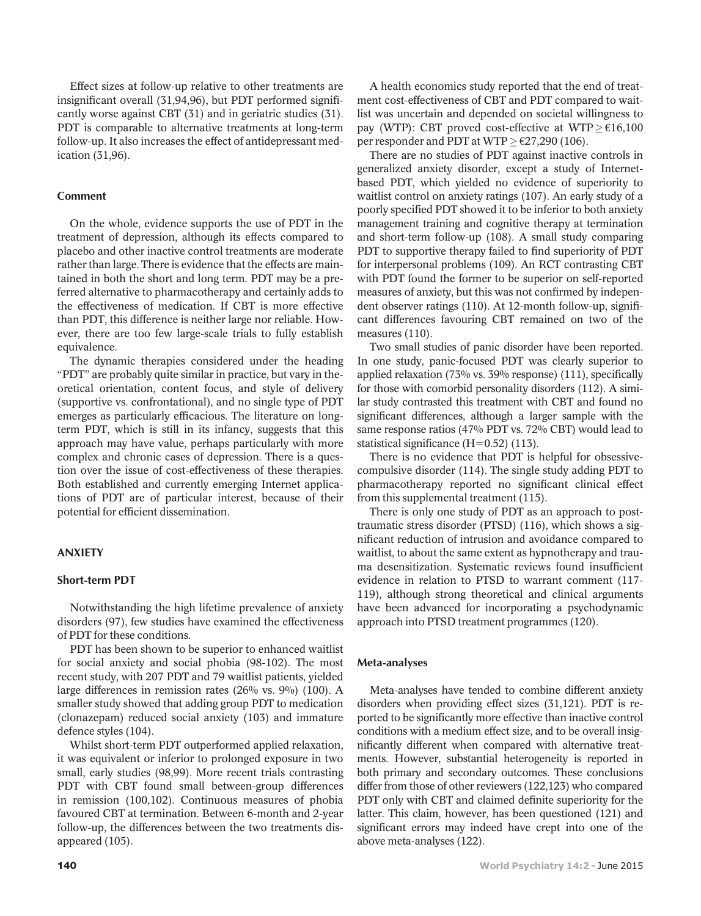Effect sizes at follow-up relative to other treatments are insignificant overall (31,94,96), but PDT performed significantly worse against CBT (31) and in geriatric studies (31). PDT is comparable to alternative treatments at long-term follow-up. It also increases the effect of antidepressant medication (31,96).

### Comment

On the whole, evidence supports the use of PDT in the treatment of depression, although its effects compared to placebo and other inactive control treatments are moderate rather than large. There is evidence that the effects are maintained in both the short and long term. PDT may be a preferred alternative to pharmacotherapy and certainly adds to the effectiveness of medication. If CBT is more effective than PDT, this difference is neither large nor reliable. However, there are too few large-scale trials to fully establish equivalence.

The dynamic therapies considered under the heading "PDT" are probably quite similar in practice, but vary in theoretical orientation, content focus, and style of delivery (supportive vs. confrontational), and no single type of PDT emerges as particularly efficacious. The literature on long-term PDT, which is still in its infancy, suggests that this approach may have value, perhaps particularly with more complex and chronic cases of depression. There is a question over the issue of cost-effectiveness of these therapies. Both established and currently emerging Internet applications of PDT are of particular interest, because of their potential for efficient dissemination.

## ANXIETY

### Short-term PDT

Notwithstanding the high lifetime prevalence of anxiety disorders (97), few studies have examined the effectiveness of PDT for these conditions.

PDT has been shown to be superior to enhanced waitlist for social anxiety and social phobia (98-102). The most recent study, with 207 PDT and 79 waitlist patients, yielded large differences in remission rates (26% vs. 9%) (100). A smaller study showed that adding group PDT to medication (clonazepam) reduced social anxiety (103) and immature defence styles (104).

Whilst short-term PDT outperformed applied relaxation, it was equivalent or inferior to prolonged exposure in two small, early studies (98,99). More recent trials contrasting PDT with CBT found small between-group differences in remission (100,102). Continuous measures of phobia favoured CBT at termination. Between 6-month and 2-year follow-up, the differences between the two treatments disappeared (105).

A health economics study reported that the end of treatment cost-effectiveness of CBT and PDT compared to waitlist was uncertain and depended on societal willingness to pay (WTP): CBT proved cost-effective at WTP $\geq$ €16,100 per responder and PDT at WTP $\geq$ €27,290 (106).

There are no studies of PDT against inactive controls in generalized anxiety disorder, except a study of Internet-based PDT, which yielded no evidence of superiority to waitlist control on anxiety ratings (107). An early study of a poorly specified PDT showed it to be inferior to both anxiety management training and cognitive therapy at termination and short-term follow-up (108). A small study comparing PDT to supportive therapy failed to find superiority of PDT for interpersonal problems (109). An RCT contrasting CBT with PDT found the former to be superior on self-reported measures of anxiety, but this was not confirmed by independent observer ratings (110). At 12-month follow-up, significant differences favouring CBT remained on two of the measures (110).

Two small studies of panic disorder have been reported. In one study, panic-focused PDT was clearly superior to applied relaxation (73% vs. 39% response) (111), specifically for those with comorbid personality disorders (112). A similar study contrasted this treatment with CBT and found no significant differences, although a larger sample with the same response ratios (47% PDT vs. 72% CBT) would lead to statistical significance (H=0.52) (113).

There is no evidence that PDT is helpful for obsessive-compulsive disorder (114). The single study adding PDT to pharmacotherapy reported no significant clinical effect from this supplemental treatment (115).

There is only one study of PDT as an approach to post-traumatic stress disorder (PTSD) (116), which shows a significant reduction of intrusion and avoidance compared to waitlist, to about the same extent as hypnotherapy and trauma desensitization. Systematic reviews found insufficient evidence in relation to PTSD to warrant comment (117-119), although strong theoretical and clinical arguments have been advanced for incorporating a psychodynamic approach into PTSD treatment programmes (120).

### Meta-analyses

Meta-analyses have tended to combine different anxiety disorders when providing effect sizes (31,121). PDT is reported to be significantly more effective than inactive control conditions with a medium effect size, and to be overall insignificantly different when compared with alternative treatments. However, substantial heterogeneity is reported in both primary and secondary outcomes. These conclusions differ from those of other reviewers (122,123) who compared PDT only with CBT and claimed definite superiority for the latter. This claim, however, has been questioned (121) and significant errors may indeed have crept into one of the above meta-analyses (122).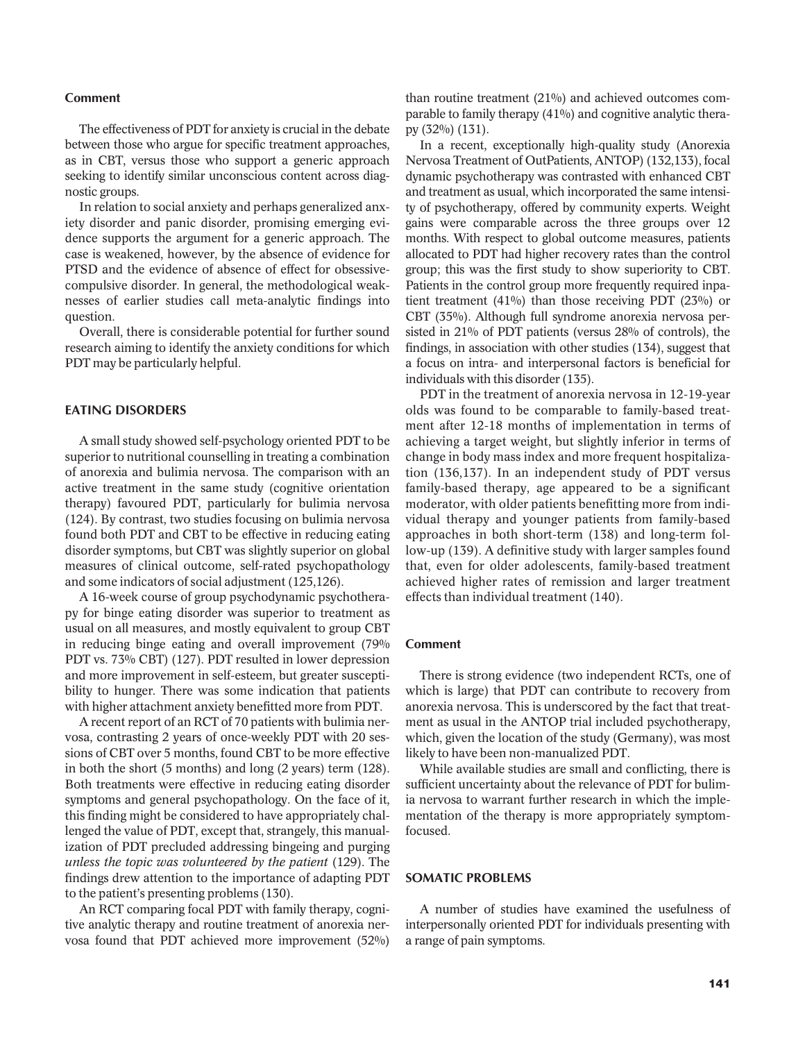### Comment

The effectiveness of PDT for anxiety is crucial in the debate between those who argue for specific treatment approaches, as in CBT, versus those who support a generic approach seeking to identify similar unconscious content across diagnostic groups.

In relation to social anxiety and perhaps generalized anxiety disorder and panic disorder, promising emerging evidence supports the argument for a generic approach. The case is weakened, however, by the absence of evidence for PTSD and the evidence of absence of effect for obsessive-compulsive disorder. In general, the methodological weaknesses of earlier studies call meta-analytic findings into question.

Overall, there is considerable potential for further sound research aiming to identify the anxiety conditions for which PDT may be particularly helpful.

## EATING DISORDERS

A small study showed self-psychology oriented PDT to be superior to nutritional counselling in treating a combination of anorexia and bulimia nervosa. The comparison with an active treatment in the same study (cognitive orientation therapy) favoured PDT, particularly for bulimia nervosa (124). By contrast, two studies focusing on bulimia nervosa found both PDT and CBT to be effective in reducing eating disorder symptoms, but CBT was slightly superior on global measures of clinical outcome, self-rated psychopathology and some indicators of social adjustment (125,126).

A 16-week course of group psychodynamic psychotherapy for binge eating disorder was superior to treatment as usual on all measures, and mostly equivalent to group CBT in reducing binge eating and overall improvement (79% PDT vs. 73% CBT) (127). PDT resulted in lower depression and more improvement in self-esteem, but greater susceptibility to hunger. There was some indication that patients with higher attachment anxiety benefitted more from PDT.

A recent report of an RCT of 70 patients with bulimia nervosa, contrasting 2 years of once-weekly PDT with 20 sessions of CBT over 5 months, found CBT to be more effective in both the short (5 months) and long (2 years) term (128). Both treatments were effective in reducing eating disorder symptoms and general psychopathology. On the face of it, this finding might be considered to have appropriately challenged the value of PDT, except that, strangely, this manualization of PDT precluded addressing bingeing and purging *unless the topic was volunteered by the patient* (129). The findings drew attention to the importance of adapting PDT to the patient's presenting problems (130).

An RCT comparing focal PDT with family therapy, cognitive analytic therapy and routine treatment of anorexia nervosa found that PDT achieved more improvement (52%) than routine treatment (21%) and achieved outcomes comparable to family therapy (41%) and cognitive analytic therapy (32%) (131).

In a recent, exceptionally high-quality study (Anorexia Nervosa Treatment of OutPatients, ANTOP) (132,133), focal dynamic psychotherapy was contrasted with enhanced CBT and treatment as usual, which incorporated the same intensity of psychotherapy, offered by community experts. Weight gains were comparable across the three groups over 12 months. With respect to global outcome measures, patients allocated to PDT had higher recovery rates than the control group; this was the first study to show superiority to CBT. Patients in the control group more frequently required inpatient treatment (41%) than those receiving PDT (23%) or CBT (35%). Although full syndrome anorexia nervosa persisted in 21% of PDT patients (versus 28% of controls), the findings, in association with other studies (134), suggest that a focus on intra- and interpersonal factors is beneficial for individuals with this disorder (135).

PDT in the treatment of anorexia nervosa in 12-19-year olds was found to be comparable to family-based treatment after 12-18 months of implementation in terms of achieving a target weight, but slightly inferior in terms of change in body mass index and more frequent hospitalization (136,137). In an independent study of PDT versus family-based therapy, age appeared to be a significant moderator, with older patients benefitting more from individual therapy and younger patients from family-based approaches in both short-term (138) and long-term follow-up (139). A definitive study with larger samples found that, even for older adolescents, family-based treatment achieved higher rates of remission and larger treatment effects than individual treatment (140).

### Comment

There is strong evidence (two independent RCTs, one of which is large) that PDT can contribute to recovery from anorexia nervosa. This is underscored by the fact that treatment as usual in the ANTOP trial included psychotherapy, which, given the location of the study (Germany), was most likely to have been non-manualized PDT.

While available studies are small and conflicting, there is sufficient uncertainty about the relevance of PDT for bulimia nervosa to warrant further research in which the implementation of the therapy is more appropriately symptom-focused.

## SOMATIC PROBLEMS

A number of studies have examined the usefulness of interpersonally oriented PDT for individuals presenting with a range of pain symptoms.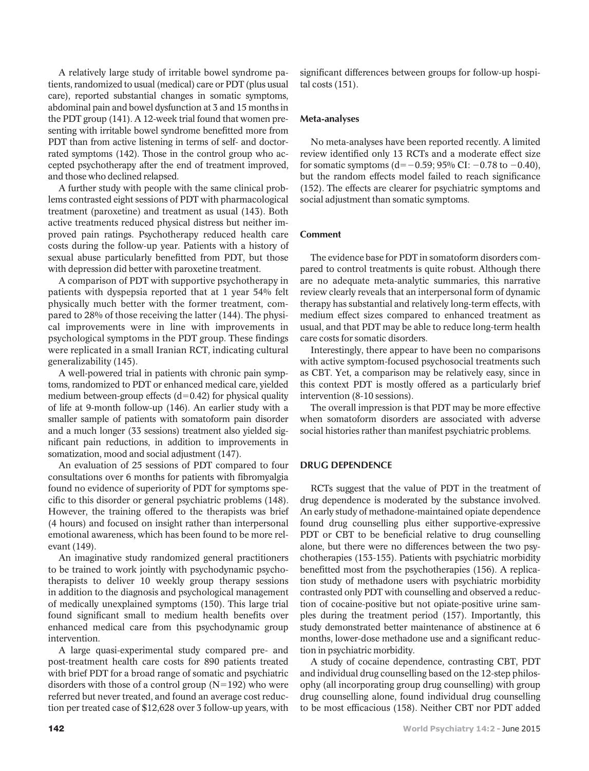A relatively large study of irritable bowel syndrome patients, randomized to usual (medical) care or PDT (plus usual care), reported substantial changes in somatic symptoms, abdominal pain and bowel dysfunction at 3 and 15 months in the PDT group (141). A 12-week trial found that women presenting with irritable bowel syndrome benefitted more from PDT than from active listening in terms of self- and doctor-rated symptoms (142). Those in the control group who accepted psychotherapy after the end of treatment improved, and those who declined relapsed.

A further study with people with the same clinical problems contrasted eight sessions of PDT with pharmacological treatment (paroxetine) and treatment as usual (143). Both active treatments reduced physical distress but neither improved pain ratings. Psychotherapy reduced health care costs during the follow-up year. Patients with a history of sexual abuse particularly benefitted from PDT, but those with depression did better with paroxetine treatment.

A comparison of PDT with supportive psychotherapy in patients with dyspepsia reported that at 1 year 54% felt physically much better with the former treatment, compared to 28% of those receiving the latter (144). The physical improvements were in line with improvements in psychological symptoms in the PDT group. These findings were replicated in a small Iranian RCT, indicating cultural generalizability (145).

A well-powered trial in patients with chronic pain symptoms, randomized to PDT or enhanced medical care, yielded medium between-group effects ($d=0.42$) for physical quality of life at 9-month follow-up (146). An earlier study with a smaller sample of patients with somatoform pain disorder and a much longer (33 sessions) treatment also yielded significant pain reductions, in addition to improvements in somatization, mood and social adjustment (147).

An evaluation of 25 sessions of PDT compared to four consultations over 6 months for patients with fibromyalgia found no evidence of superiority of PDT for symptoms specific to this disorder or general psychiatric problems (148). However, the training offered to the therapists was brief (4 hours) and focused on insight rather than interpersonal emotional awareness, which has been found to be more relevant (149).

An imaginative study randomized general practitioners to be trained to work jointly with psychodynamic psychotherapists to deliver 10 weekly group therapy sessions in addition to the diagnosis and psychological management of medically unexplained symptoms (150). This large trial found significant small to medium health benefits over enhanced medical care from this psychodynamic group intervention.

A large quasi-experimental study compared pre- and post-treatment health care costs for 890 patients treated with brief PDT for a broad range of somatic and psychiatric disorders with those of a control group ($N=192$) who were referred but never treated, and found an average cost reduction per treated case of $12,628 over 3 follow-up years, with significant differences between groups for follow-up hospital costs (151).

#### Meta-analyses

No meta-analyses have been reported recently. A limited review identified only 13 RCTs and a moderate effect size for somatic symptoms ($d=-0.59$; 95% CI: $-0.78$ to $-0.40$), but the random effects model failed to reach significance (152). The effects are clearer for psychiatric symptoms and social adjustment than somatic symptoms.

#### Comment

The evidence base for PDT in somatoform disorders compared to control treatments is quite robust. Although there are no adequate meta-analytic summaries, this narrative review clearly reveals that an interpersonal form of dynamic therapy has substantial and relatively long-term effects, with medium effect sizes compared to enhanced treatment as usual, and that PDT may be able to reduce long-term health care costs for somatic disorders.

Interestingly, there appear to have been no comparisons with active symptom-focused psychosocial treatments such as CBT. Yet, a comparison may be relatively easy, since in this context PDT is mostly offered as a particularly brief intervention (8-10 sessions).

The overall impression is that PDT may be more effective when somatoform disorders are associated with adverse social histories rather than manifest psychiatric problems.

### DRUG DEPENDENCE

RCTs suggest that the value of PDT in the treatment of drug dependence is moderated by the substance involved. An early study of methadone-maintained opiate dependence found drug counselling plus either supportive-expressive PDT or CBT to be beneficial relative to drug counselling alone, but there were no differences between the two psychotherapies (153-155). Patients with psychiatric morbidity benefitted most from the psychotherapies (156). A replication study of methadone users with psychiatric morbidity contrasted only PDT with counselling and observed a reduction of cocaine-positive but not opiate-positive urine samples during the treatment period (157). Importantly, this study demonstrated better maintenance of abstinence at 6 months, lower-dose methadone use and a significant reduction in psychiatric morbidity.

A study of cocaine dependence, contrasting CBT, PDT and individual drug counselling based on the 12-step philosophy (all incorporating group drug counselling) with group drug counselling alone, found individual drug counselling to be most efficacious (158). Neither CBT nor PDT added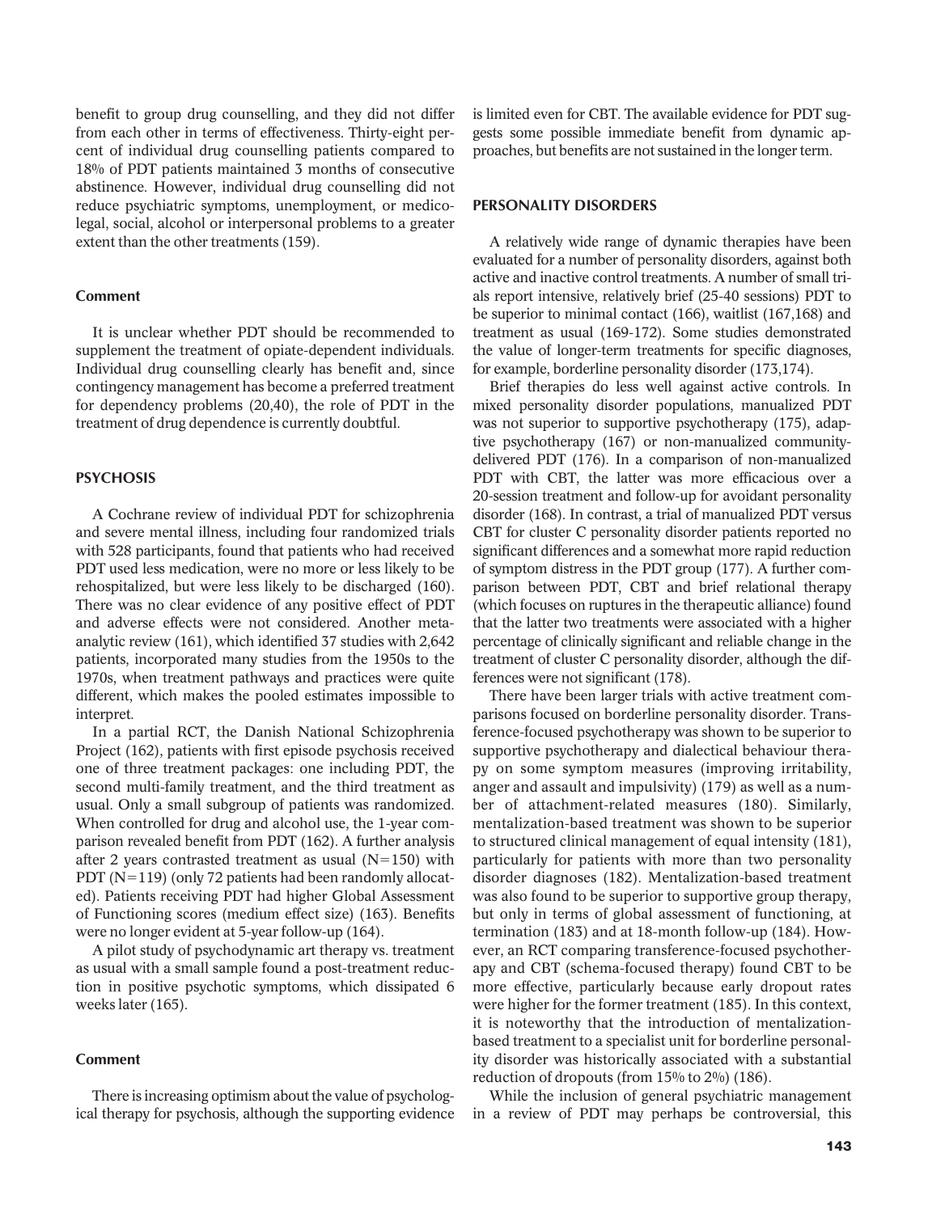benefit to group drug counselling, and they did not differ from each other in terms of effectiveness. Thirty-eight percent of individual drug counselling patients compared to 18% of PDT patients maintained 3 months of consecutive abstinence. However, individual drug counselling did not reduce psychiatric symptoms, unemployment, or medicolegal, social, alcohol or interpersonal problems to a greater extent than the other treatments (159).

#### Comment

It is unclear whether PDT should be recommended to supplement the treatment of opiate-dependent individuals. Individual drug counselling clearly has benefit and, since contingency management has become a preferred treatment for dependency problems (20,40), the role of PDT in the treatment of drug dependence is currently doubtful.

### PSYCHOSIS

A Cochrane review of individual PDT for schizophrenia and severe mental illness, including four randomized trials with 528 participants, found that patients who had received PDT used less medication, were no more or less likely to be rehospitalized, but were less likely to be discharged (160). There was no clear evidence of any positive effect of PDT and adverse effects were not considered. Another meta-analytic review (161), which identified 37 studies with 2,642 patients, incorporated many studies from the 1950s to the 1970s, when treatment pathways and practices were quite different, which makes the pooled estimates impossible to interpret.

In a partial RCT, the Danish National Schizophrenia Project (162), patients with first episode psychosis received one of three treatment packages: one including PDT, the second multi-family treatment, and the third treatment as usual. Only a small subgroup of patients was randomized. When controlled for drug and alcohol use, the 1-year comparison revealed benefit from PDT (162). A further analysis after 2 years contrasted treatment as usual (N=150) with PDT (N=119) (only 72 patients had been randomly allocated). Patients receiving PDT had higher Global Assessment of Functioning scores (medium effect size) (163). Benefits were no longer evident at 5-year follow-up (164).

A pilot study of psychodynamic art therapy vs. treatment as usual with a small sample found a post-treatment reduction in positive psychotic symptoms, which dissipated 6 weeks later (165).

#### Comment

There is increasing optimism about the value of psychological therapy for psychosis, although the supporting evidence is limited even for CBT. The available evidence for PDT suggests some possible immediate benefit from dynamic approaches, but benefits are not sustained in the longer term.

### PERSONALITY DISORDERS

A relatively wide range of dynamic therapies have been evaluated for a number of personality disorders, against both active and inactive control treatments. A number of small trials report intensive, relatively brief (25-40 sessions) PDT to be superior to minimal contact (166), waitlist (167,168) and treatment as usual (169-172). Some studies demonstrated the value of longer-term treatments for specific diagnoses, for example, borderline personality disorder (173,174).

Brief therapies do less well against active controls. In mixed personality disorder populations, manualized PDT was not superior to supportive psychotherapy (175), adaptive psychotherapy (167) or non-manualized community-delivered PDT (176). In a comparison of non-manualized PDT with CBT, the latter was more efficacious over a 20-session treatment and follow-up for avoidant personality disorder (168). In contrast, a trial of manualized PDT versus CBT for cluster C personality disorder patients reported no significant differences and a somewhat more rapid reduction of symptom distress in the PDT group (177). A further comparison between PDT, CBT and brief relational therapy (which focuses on ruptures in the therapeutic alliance) found that the latter two treatments were associated with a higher percentage of clinically significant and reliable change in the treatment of cluster C personality disorder, although the differences were not significant (178).

There have been larger trials with active treatment comparisons focused on borderline personality disorder. Transference-focused psychotherapy was shown to be superior to supportive psychotherapy and dialectical behaviour therapy on some symptom measures (improving irritability, anger and assault and impulsivity) (179) as well as a number of attachment-related measures (180). Similarly, mentalization-based treatment was shown to be superior to structured clinical management of equal intensity (181), particularly for patients with more than two personality disorder diagnoses (182). Mentalization-based treatment was also found to be superior to supportive group therapy, but only in terms of global assessment of functioning, at termination (183) and at 18-month follow-up (184). However, an RCT comparing transference-focused psychotherapy and CBT (schema-focused therapy) found CBT to be more effective, particularly because early dropout rates were higher for the former treatment (185). In this context, it is noteworthy that the introduction of mentalization-based treatment to a specialist unit for borderline personality disorder was historically associated with a substantial reduction of dropouts (from 15% to 2%) (186).

While the inclusion of general psychiatric management in a review of PDT may perhaps be controversial, this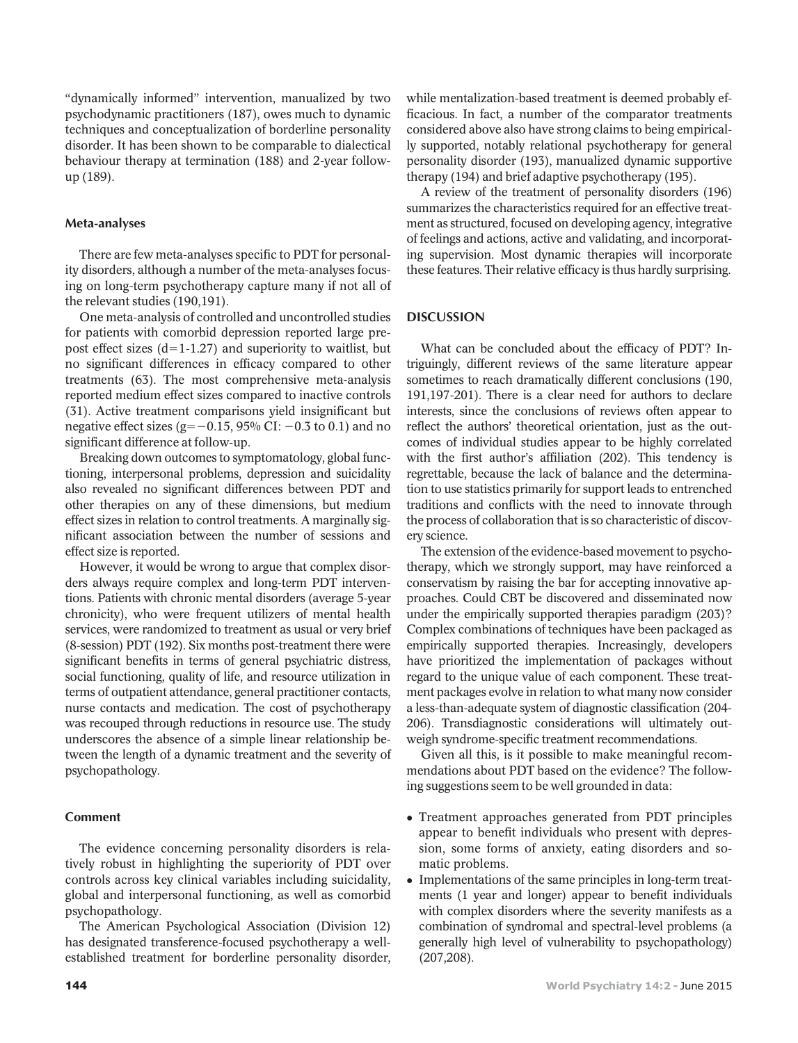"dynamically informed" intervention, manualized by two psychodynamic practitioners (187), owes much to dynamic techniques and conceptualization of borderline personality disorder. It has been shown to be comparable to dialectical behaviour therapy at termination (188) and 2-year follow-up (189).

### Meta-analyses

There are few meta-analyses specific to PDT for personality disorders, although a number of the meta-analyses focusing on long-term psychotherapy capture many if not all of the relevant studies (190,191).

One meta-analysis of controlled and uncontrolled studies for patients with comorbid depression reported large pre-post effect sizes ($d=1\text{-}1.27$) and superiority to waitlist, but no significant differences in efficacy compared to other treatments (63). The most comprehensive meta-analysis reported medium effect sizes compared to inactive controls (31). Active treatment comparisons yield insignificant but negative effect sizes ($g=-0.15$, 95% CI: $-0.3$ to 0.1) and no significant difference at follow-up.

Breaking down outcomes to symptomatology, global functioning, interpersonal problems, depression and suicidality also revealed no significant differences between PDT and other therapies on any of these dimensions, but medium effect sizes in relation to control treatments. A marginally significant association between the number of sessions and effect size is reported.

However, it would be wrong to argue that complex disorders always require complex and long-term PDT interventions. Patients with chronic mental disorders (average 5-year chronicity), who were frequent utilizers of mental health services, were randomized to treatment as usual or very brief (8-session) PDT (192). Six months post-treatment there were significant benefits in terms of general psychiatric distress, social functioning, quality of life, and resource utilization in terms of outpatient attendance, general practitioner contacts, nurse contacts and medication. The cost of psychotherapy was recouped through reductions in resource use. The study underscores the absence of a simple linear relationship between the length of a dynamic treatment and the severity of psychopathology.

### Comment

The evidence concerning personality disorders is relatively robust in highlighting the superiority of PDT over controls across key clinical variables including suicidality, global and interpersonal functioning, as well as comorbid psychopathology.

The American Psychological Association (Division 12) has designated transference-focused psychotherapy a well-established treatment for borderline personality disorder, while mentalization-based treatment is deemed probably efficacious. In fact, a number of the comparator treatments considered above also have strong claims to being empirically supported, notably relational psychotherapy for general personality disorder (193), manualized dynamic supportive therapy (194) and brief adaptive psychotherapy (195).

A review of the treatment of personality disorders (196) summarizes the characteristics required for an effective treatment as structured, focused on developing agency, integrative of feelings and actions, active and validating, and incorporating supervision. Most dynamic therapies will incorporate these features. Their relative efficacy is thus hardly surprising.

## DISCUSSION

What can be concluded about the efficacy of PDT? Intriguingly, different reviews of the same literature appear sometimes to reach dramatically different conclusions (190, 191,197-201). There is a clear need for authors to declare interests, since the conclusions of reviews often appear to reflect the authors' theoretical orientation, just as the outcomes of individual studies appear to be highly correlated with the first author's affiliation (202). This tendency is regrettable, because the lack of balance and the determination to use statistics primarily for support leads to entrenched traditions and conflicts with the need to innovate through the process of collaboration that is so characteristic of discovery science.

The extension of the evidence-based movement to psychotherapy, which we strongly support, may have reinforced a conservatism by raising the bar for accepting innovative approaches. Could CBT be discovered and disseminated now under the empirically supported therapies paradigm (203)? Complex combinations of techniques have been packaged as empirically supported therapies. Increasingly, developers have prioritized the implementation of packages without regard to the unique value of each component. These treatment packages evolve in relation to what many now consider a less-than-adequate system of diagnostic classification (204-206). Transdiagnostic considerations will ultimately outweigh syndrome-specific treatment recommendations.

Given all this, is it possible to make meaningful recommendations about PDT based on the evidence? The following suggestions seem to be well grounded in data:

- Treatment approaches generated from PDT principles appear to benefit individuals who present with depression, some forms of anxiety, eating disorders and somatic problems.
- Implementations of the same principles in long-term treatments (1 year and longer) appear to benefit individuals with complex disorders where the severity manifests as a combination of syndromal and spectral-level problems (a generally high level of vulnerability to psychopathology) (207,208).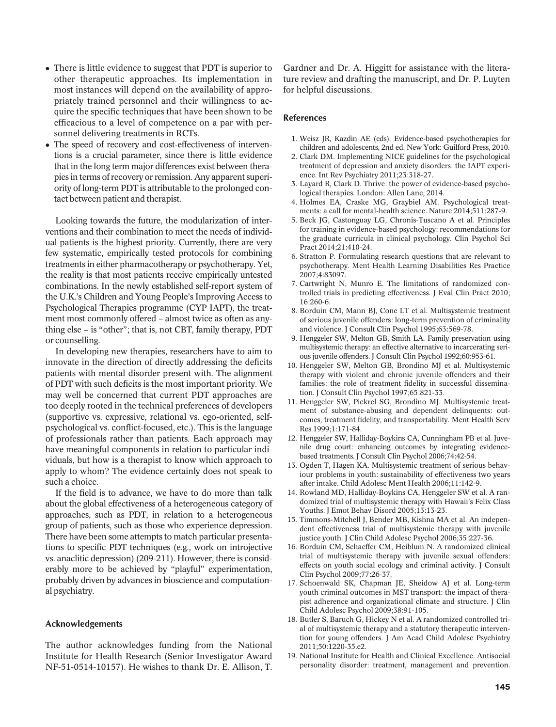- There is little evidence to suggest that PDT is superior to other therapeutic approaches. Its implementation in most instances will depend on the availability of appropriately trained personnel and their willingness to acquire the specific techniques that have been shown to be efficacious to a level of competence on a par with personnel delivering treatments in RCTs.
- The speed of recovery and cost-effectiveness of interventions is a crucial parameter, since there is little evidence that in the long term major differences exist between therapies in terms of recovery or remission. Any apparent superiority of long-term PDT is attributable to the prolonged contact between patient and therapist.

Looking towards the future, the modularization of interventions and their combination to meet the needs of individual patients is the highest priority. Currently, there are very few systematic, empirically tested protocols for combining treatments in either pharmacotherapy or psychotherapy. Yet, the reality is that most patients receive empirically untested combinations. In the newly established self-report system of the U.K.'s Children and Young People's Improving Access to Psychological Therapies programme (CYP IAPT), the treatment most commonly offered – almost twice as often as anything else – is "other"; that is, not CBT, family therapy, PDT or counselling.

In developing new therapies, researchers have to aim to innovate in the direction of directly addressing the deficits patients with mental disorder present with. The alignment of PDT with such deficits is the most important priority. We may well be concerned that current PDT approaches are too deeply rooted in the technical preferences of developers (supportive vs. expressive, relational vs. ego-oriented, self-psychological vs. conflict-focused, etc.). This is the language of professionals rather than patients. Each approach may have meaningful components in relation to particular individuals, but how is a therapist to know which approach to apply to whom? The evidence certainly does not speak to such a choice.

If the field is to advance, we have to do more than talk about the global effectiveness of a heterogeneous category of approaches, such as PDT, in relation to a heterogeneous group of patients, such as those who experience depression. There have been some attempts to match particular presentations to specific PDT techniques (e.g., work on introjective vs. anaclitic depression) (209-211). However, there is considerably more to be achieved by "playful" experimentation, probably driven by advances in bioscience and computational psychiatry.

## Acknowledgements

The author acknowledges funding from the National Institute for Health Research (Senior Investigator Award NF-51-0514-10157). He wishes to thank Dr. E. Allison, T. Gardner and Dr. A. Higgitt for assistance with the literature review and drafting the manuscript, and Dr. P. Luyten for helpful discussions.

## References

1. Weisz JR, Kazdin AE (eds). Evidence-based psychotherapies for children and adolescents, 2nd ed. New York: Guilford Press, 2010.
2. Clark DM. Implementing NICE guidelines for the psychological treatment of depression and anxiety disorders: the IAPT experience. Int Rev Psychiatry 2011;23:318-27.
3. Layard R, Clark D. Thrive: the power of evidence-based psychological therapies. London: Allen Lane, 2014.
4. Holmes EA, Craske MG, Graybiel AM. Psychological treatments: a call for mental-health science. Nature 2014;511:287-9.
5. Beck JG, Castonguay LG, Chronis-Tuscano A et al. Principles for training in evidence-based psychology: recommendations for the graduate curricula in clinical psychology. Clin Psychol Sci Pract 2014;21:410-24.
6. Stratton P. Formulating research questions that are relevant to psychotherapy. Ment Health Learning Disabilities Res Practice 2007;4:83097.
7. Cartwright N, Munro E. The limitations of randomized controlled trials in predicting effectiveness. J Eval Clin Pract 2010; 16:260-6.
8. Borduin CM, Mann BJ, Cone LT et al. Multisystemic treatment of serious juvenile offenders: long-term prevention of criminality and violence. J Consult Clin Psychol 1995;63:569-78.
9. Henggeler SW, Melton GB, Smith LA. Family preservation using multisystemic therapy: an effective alternative to incarcerating serious juvenile offenders. J Consult Clin Psychol 1992;60:953-61.
10. Henggeler SW, Melton GB, Brondino MJ et al. Multisystemic therapy with violent and chronic juvenile offenders and their families: the role of treatment fidelity in successful dissemination. J Consult Clin Psychol 1997;65:821-33.
11. Henggeler SW, Pickrel SG, Brondino MJ. Multisystemic treatment of substance-abusing and dependent delinquents: outcomes, treatment fidelity, and transportability. Ment Health Serv Res 1999;1:171-84.
12. Henggeler SW, Halliday-Boykins CA, Cunningham PB et al. Juvenile drug court: enhancing outcomes by integrating evidence-based treatments. J Consult Clin Psychol 2006;74:42-54.
13. Ogden T, Hagen KA. Multisystemic treatment of serious behaviour problems in youth: sustainability of effectiveness two years after intake. Child Adolesc Ment Health 2006;11:142-9.
14. Rowland MD, Halliday-Boykins CA, Henggeler SW et al. A randomized trial of multisystemic therapy with Hawaii's Felix Class Youths. J Emot Behav Disord 2005;13:13-23.
15. Timmons-Mitchell J, Bender MB, Kishna MA et al. An independent effectiveness trial of multisystemic therapy with juvenile justice youth. J Clin Child Adolesc Psychol 2006;35:227-36.
16. Borduin CM, Schaeffer CM, Heiblum N. A randomized clinical trial of multisystemic therapy with juvenile sexual offenders: effects on youth social ecology and criminal activity. J Consult Clin Psychol 2009;77:26-37.
17. Schoenwald SK, Chapman JE, Sheidow AJ et al. Long-term youth criminal outcomes in MST transport: the impact of therapist adherence and organizational climate and structure. J Clin Child Adolesc Psychol 2009;38:91-105.
18. Butler S, Baruch G, Hickey N et al. A randomized controlled trial of multisystemic therapy and a statutory therapeutic intervention for young offenders. J Am Acad Child Adolesc Psychiatry 2011;50:1220-35.e2.
19. National Institute for Health and Clinical Excellence. Antisocial personality disorder: treatment, management and prevention.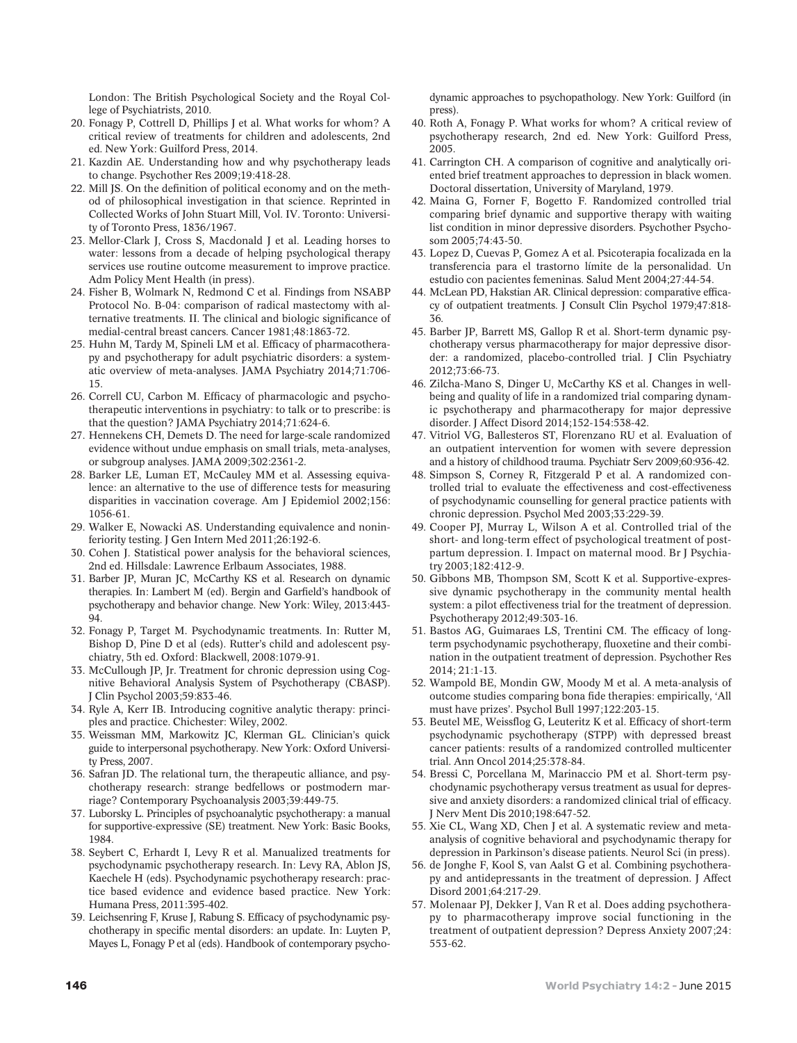London: The British Psychological Society and the Royal College of Psychiatrists, 2010.

20. Fonagy P, Cottrell D, Phillips J et al. What works for whom? A critical review of treatments for children and adolescents, 2nd ed. New York: Guilford Press, 2014.
21. Kazdin AE. Understanding how and why psychotherapy leads to change. Psychother Res 2009;19:418-28.
22. Mill JS. On the definition of political economy and on the method of philosophical investigation in that science. Reprinted in Collected Works of John Stuart Mill, Vol. IV. Toronto: University of Toronto Press, 1836/1967.
23. Mellor-Clark J, Cross S, Macdonald J et al. Leading horses to water: lessons from a decade of helping psychological therapy services use routine outcome measurement to improve practice. Adm Policy Ment Health (in press).
24. Fisher B, Wolmark N, Redmond C et al. Findings from NSABP Protocol No. B-04: comparison of radical mastectomy with alternative treatments. II. The clinical and biologic significance of medial-central breast cancers. Cancer 1981;48:1863-72.
25. Huhn M, Tardy M, Spineli LM et al. Efficacy of pharmacotherapy and psychotherapy for adult psychiatric disorders: a systematic overview of meta-analyses. JAMA Psychiatry 2014;71:706-15.
26. Correll CU, Carbon M. Efficacy of pharmacologic and psychotherapeutic interventions in psychiatry: to talk or to prescribe: is that the question? JAMA Psychiatry 2014;71:624-6.
27. Hennekens CH, Demets D. The need for large-scale randomized evidence without undue emphasis on small trials, meta-analyses, or subgroup analyses. JAMA 2009;302:2361-2.
28. Barker LE, Luman ET, McCauley MM et al. Assessing equivalence: an alternative to the use of difference tests for measuring disparities in vaccination coverage. Am J Epidemiol 2002;156: 1056-61.
29. Walker E, Nowacki AS. Understanding equivalence and noninferiority testing. J Gen Intern Med 2011;26:192-6.
30. Cohen J. Statistical power analysis for the behavioral sciences, 2nd ed. Hillsdale: Lawrence Erlbaum Associates, 1988.
31. Barber JP, Muran JC, McCarthy KS et al. Research on dynamic therapies. In: Lambert M (ed). Bergin and Garfield's handbook of psychotherapy and behavior change. New York: Wiley, 2013:443-94.
32. Fonagy P, Target M. Psychodynamic treatments. In: Rutter M, Bishop D, Pine D et al (eds). Rutter's child and adolescent psychiatry, 5th ed. Oxford: Blackwell, 2008:1079-91.
33. McCullough JP, Jr. Treatment for chronic depression using Cognitive Behavioral Analysis System of Psychotherapy (CBASP). J Clin Psychol 2003;59:833-46.
34. Ryle A, Kerr IB. Introducing cognitive analytic therapy: principles and practice. Chichester: Wiley, 2002.
35. Weissman MM, Markowitz JC, Klerman GL. Clinician's quick guide to interpersonal psychotherapy. New York: Oxford University Press, 2007.
36. Safran JD. The relational turn, the therapeutic alliance, and psychotherapy research: strange bedfellows or postmodern marriage? Contemporary Psychoanalysis 2003;39:449-75.
37. Luborsky L. Principles of psychoanalytic psychotherapy: a manual for supportive-expressive (SE) treatment. New York: Basic Books, 1984.
38. Seybert C, Erhardt I, Levy R et al. Manualized treatments for psychodynamic psychotherapy research. In: Levy RA, Ablon JS, Kaechele H (eds). Psychodynamic psychotherapy research: practice based evidence and evidence based practice. New York: Humana Press, 2011:395-402.
39. Leichsenring F, Kruse J, Rabung S. Efficacy of psychodynamic psychotherapy in specific mental disorders: an update. In: Luyten P, Mayes L, Fonagy P et al (eds). Handbook of contemporary psychodynamic approaches to psychopathology. New York: Guilford (in press).
40. Roth A, Fonagy P. What works for whom? A critical review of psychotherapy research, 2nd ed. New York: Guilford Press, 2005.
41. Carrington CH. A comparison of cognitive and analytically oriented brief treatment approaches to depression in black women. Doctoral dissertation, University of Maryland, 1979.
42. Maina G, Forner F, Bogetto F. Randomized controlled trial comparing brief dynamic and supportive therapy with waiting list condition in minor depressive disorders. Psychother Psychosom 2005;74:43-50.
43. Lopez D, Cuevas P, Gomez A et al. Psicoterapia focalizada en la transferencia para el trastorno límite de la personalidad. Un estudio con pacientes femeninas. Salud Ment 2004;27:44-54.
44. McLean PD, Hakstian AR. Clinical depression: comparative efficacy of outpatient treatments. J Consult Clin Psychol 1979;47:818-36.
45. Barber JP, Barrett MS, Gallop R et al. Short-term dynamic psychotherapy versus pharmacotherapy for major depressive disorder: a randomized, placebo-controlled trial. J Clin Psychiatry 2012;73:66-73.
46. Zilcha-Mano S, Dinger U, McCarthy KS et al. Changes in well-being and quality of life in a randomized trial comparing dynamic psychotherapy and pharmacotherapy for major depressive disorder. J Affect Disord 2014;152-154:538-42.
47. Vitriol VG, Ballesteros ST, Florenzano RU et al. Evaluation of an outpatient intervention for women with severe depression and a history of childhood trauma. Psychiatr Serv 2009;60:936-42.
48. Simpson S, Corney R, Fitzgerald P et al. A randomized controlled trial to evaluate the effectiveness and cost-effectiveness of psychodynamic counselling for general practice patients with chronic depression. Psychol Med 2003;33:229-39.
49. Cooper PJ, Murray L, Wilson A et al. Controlled trial of the short- and long-term effect of psychological treatment of post-partum depression. I. Impact on maternal mood. Br J Psychiatry 2003;182:412-9.
50. Gibbons MB, Thompson SM, Scott K et al. Supportive-expressive dynamic psychotherapy in the community mental health system: a pilot effectiveness trial for the treatment of depression. Psychotherapy 2012;49:303-16.
51. Bastos AG, Guimaraes LS, Trentini CM. The efficacy of long-term psychodynamic psychotherapy, fluoxetine and their combination in the outpatient treatment of depression. Psychother Res 2014; 21:1-13.
52. Wampold BE, Mondin GW, Moody M et al. A meta-analysis of outcome studies comparing bona fide therapies: empirically, 'All must have prizes'. Psychol Bull 1997;122:203-15.
53. Beutel ME, Weissflog G, Leuteritz K et al. Efficacy of short-term psychodynamic psychotherapy (STPP) with depressed breast cancer patients: results of a randomized controlled multicenter trial. Ann Oncol 2014;25:378-84.
54. Bressi C, Porcellana M, Marinaccio PM et al. Short-term psychodynamic psychotherapy versus treatment as usual for depressive and anxiety disorders: a randomized clinical trial of efficacy. J Nerv Ment Dis 2010;198:647-52.
55. Xie CL, Wang XD, Chen J et al. A systematic review and meta-analysis of cognitive behavioral and psychodynamic therapy for depression in Parkinson's disease patients. Neurol Sci (in press).
56. de Jonghe F, Kool S, van Aalst G et al. Combining psychotherapy and antidepressants in the treatment of depression. J Affect Disord 2001;64:217-29.
57. Molenaar PJ, Dekker J, Van R et al. Does adding psychotherapy to pharmacotherapy improve social functioning in the treatment of outpatient depression? Depress Anxiety 2007;24: 553-62.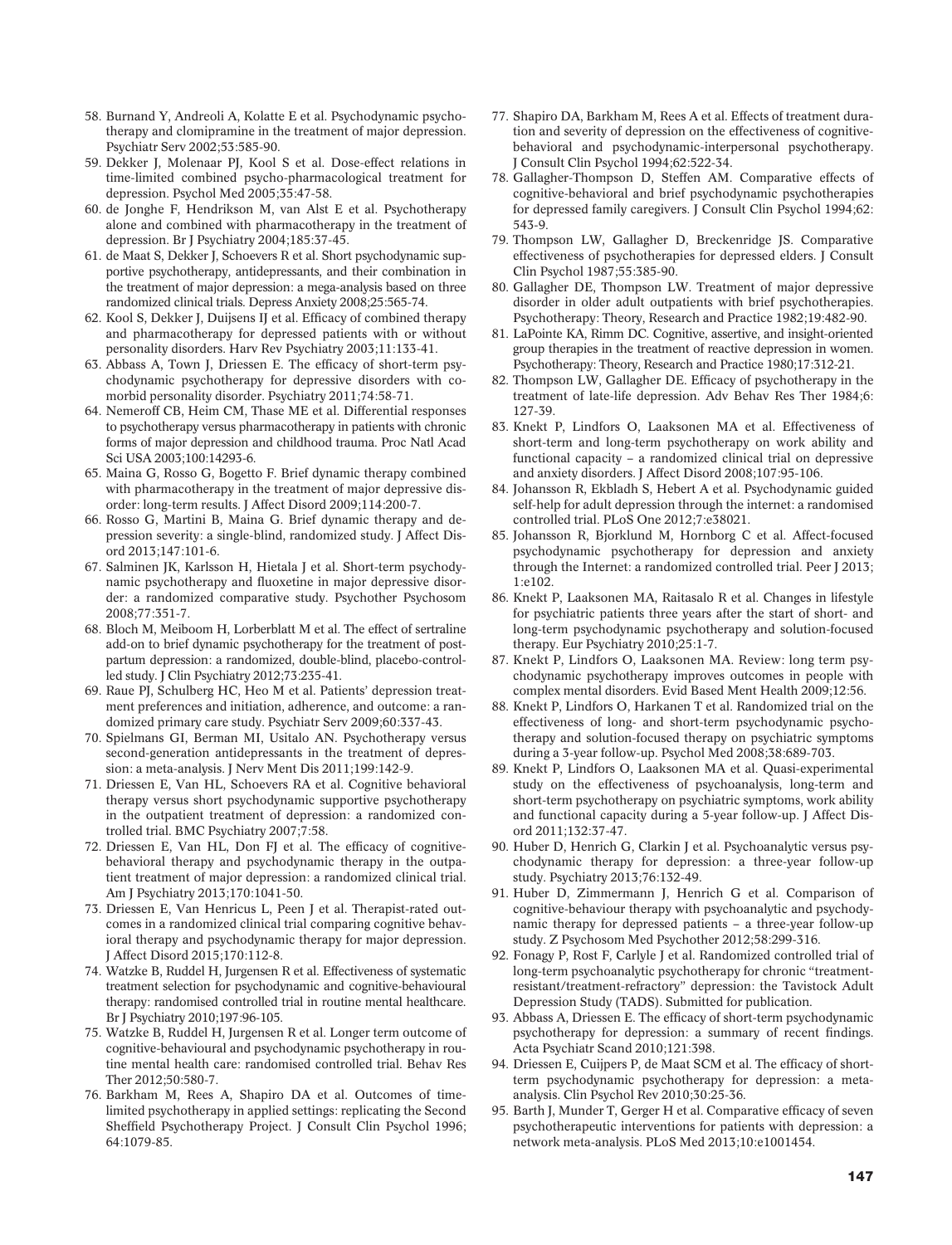58. Burnand Y, Andreoli A, Kolatte E et al. Psychodynamic psychotherapy and clomipramine in the treatment of major depression. Psychiatr Serv 2002;53:585-90.
59. Dekker J, Molenaar PJ, Kool S et al. Dose-effect relations in time-limited combined psycho-pharmacological treatment for depression. Psychol Med 2005;35:47-58.
60. de Jonghe F, Hendrikson M, van Alst E et al. Psychotherapy alone and combined with pharmacotherapy in the treatment of depression. Br J Psychiatry 2004;185:37-45.
61. de Maat S, Dekker J, Schoevers R et al. Short psychodynamic supportive psychotherapy, antidepressants, and their combination in the treatment of major depression: a mega-analysis based on three randomized clinical trials. Depress Anxiety 2008;25:565-74.
62. Kool S, Dekker J, Duijsens IJ et al. Efficacy of combined therapy and pharmacotherapy for depressed patients with or without personality disorders. Harv Rev Psychiatry 2003;11:133-41.
63. Abbass A, Town J, Driessen E. The efficacy of short-term psychodynamic psychotherapy for depressive disorders with comorbid personality disorder. Psychiatry 2011;74:58-71.
64. Nemeroff CB, Heim CM, Thase ME et al. Differential responses to psychotherapy versus pharmacotherapy in patients with chronic forms of major depression and childhood trauma. Proc Natl Acad Sci USA 2003;100:14293-6.
65. Maina G, Rosso G, Bogetto F. Brief dynamic therapy combined with pharmacotherapy in the treatment of major depressive disorder: long-term results. J Affect Disord 2009;114:200-7.
66. Rosso G, Martini B, Maina G. Brief dynamic therapy and depression severity: a single-blind, randomized study. J Affect Disord 2013;147:101-6.
67. Salminen JK, Karlsson H, Hietala J et al. Short-term psychodynamic psychotherapy and fluoxetine in major depressive disorder: a randomized comparative study. Psychother Psychosom 2008;77:351-7.
68. Bloch M, Meiboom H, Lorberblatt M et al. The effect of sertraline add-on to brief dynamic psychotherapy for the treatment of postpartum depression: a randomized, double-blind, placebo-controlled study. J Clin Psychiatry 2012;73:235-41.
69. Raue PJ, Schulberg HC, Heo M et al. Patients' depression treatment preferences and initiation, adherence, and outcome: a randomized primary care study. Psychiatr Serv 2009;60:337-43.
70. Spielmans GI, Berman MI, Usitalo AN. Psychotherapy versus second-generation antidepressants in the treatment of depression: a meta-analysis. J Nerv Ment Dis 2011;199:142-9.
71. Driessen E, Van HL, Schoevers RA et al. Cognitive behavioral therapy versus short psychodynamic supportive psychotherapy in the outpatient treatment of depression: a randomized controlled trial. BMC Psychiatry 2007;7:58.
72. Driessen E, Van HL, Don FJ et al. The efficacy of cognitive-behavioral therapy and psychodynamic therapy in the outpatient treatment of major depression: a randomized clinical trial. Am J Psychiatry 2013;170:1041-50.
73. Driessen E, Van Henricus L, Peen J et al. Therapist-rated outcomes in a randomized clinical trial comparing cognitive behavioral therapy and psychodynamic therapy for major depression. J Affect Disord 2015;170:112-8.
74. Watzke B, Ruddel H, Jurgensen R et al. Effectiveness of systematic treatment selection for psychodynamic and cognitive-behavioural therapy: randomised controlled trial in routine mental healthcare. Br J Psychiatry 2010;197:96-105.
75. Watzke B, Ruddel H, Jurgensen R et al. Longer term outcome of cognitive-behavioural and psychodynamic psychotherapy in routine mental health care: randomised controlled trial. Behav Res Ther 2012;50:580-7.
76. Barkham M, Rees A, Shapiro DA et al. Outcomes of time-limited psychotherapy in applied settings: replicating the Second Sheffield Psychotherapy Project. J Consult Clin Psychol 1996; 64:1079-85.
77. Shapiro DA, Barkham M, Rees A et al. Effects of treatment duration and severity of depression on the effectiveness of cognitive-behavioral and psychodynamic-interpersonal psychotherapy. J Consult Clin Psychol 1994;62:522-34.
78. Gallagher-Thompson D, Steffen AM. Comparative effects of cognitive-behavioral and brief psychodynamic psychotherapies for depressed family caregivers. J Consult Clin Psychol 1994;62: 543-9.
79. Thompson LW, Gallagher D, Breckenridge JS. Comparative effectiveness of psychotherapies for depressed elders. J Consult Clin Psychol 1987;55:385-90.
80. Gallagher DE, Thompson LW. Treatment of major depressive disorder in older adult outpatients with brief psychotherapies. Psychotherapy: Theory, Research and Practice 1982;19:482-90.
81. LaPointe KA, Rimm DC. Cognitive, assertive, and insight-oriented group therapies in the treatment of reactive depression in women. Psychotherapy: Theory, Research and Practice 1980;17:312-21.
82. Thompson LW, Gallagher DE. Efficacy of psychotherapy in the treatment of late-life depression. Adv Behav Res Ther 1984;6: 127-39.
83. Knekt P, Lindfors O, Laaksonen MA et al. Effectiveness of short-term and long-term psychotherapy on work ability and functional capacity – a randomized clinical trial on depressive and anxiety disorders. J Affect Disord 2008;107:95-106.
84. Johansson R, Ekbladh S, Hebert A et al. Psychodynamic guided self-help for adult depression through the internet: a randomised controlled trial. PLoS One 2012;7:e38021.
85. Johansson R, Bjorklund M, Hornborg C et al. Affect-focused psychodynamic psychotherapy for depression and anxiety through the Internet: a randomized controlled trial. Peer J 2013; 1:e102.
86. Knekt P, Laaksonen MA, Raitasalo R et al. Changes in lifestyle for psychiatric patients three years after the start of short- and long-term psychodynamic psychotherapy and solution-focused therapy. Eur Psychiatry 2010;25:1-7.
87. Knekt P, Lindfors O, Laaksonen MA. Review: long term psychodynamic psychotherapy improves outcomes in people with complex mental disorders. Evid Based Ment Health 2009;12:56.
88. Knekt P, Lindfors O, Harkanen T et al. Randomized trial on the effectiveness of long- and short-term psychodynamic psychotherapy and solution-focused therapy on psychiatric symptoms during a 3-year follow-up. Psychol Med 2008;38:689-703.
89. Knekt P, Lindfors O, Laaksonen MA et al. Quasi-experimental study on the effectiveness of psychoanalysis, long-term and short-term psychotherapy on psychiatric symptoms, work ability and functional capacity during a 5-year follow-up. J Affect Disord 2011;132:37-47.
90. Huber D, Henrich G, Clarkin J et al. Psychoanalytic versus psychodynamic therapy for depression: a three-year follow-up study. Psychiatry 2013;76:132-49.
91. Huber D, Zimmermann J, Henrich G et al. Comparison of cognitive-behaviour therapy with psychoanalytic and psychodynamic therapy for depressed patients – a three-year follow-up study. Z Psychosom Med Psychother 2012;58:299-316.
92. Fonagy P, Rost F, Carlyle J et al. Randomized controlled trial of long-term psychoanalytic psychotherapy for chronic "treatment-resistant/treatment-refractory" depression: the Tavistock Adult Depression Study (TADS). Submitted for publication.
93. Abbass A, Driessen E. The efficacy of short-term psychodynamic psychotherapy for depression: a summary of recent findings. Acta Psychiatr Scand 2010;121:398.
94. Driessen E, Cuijpers P, de Maat SCM et al. The efficacy of short-term psychodynamic psychotherapy for depression: a meta-analysis. Clin Psychol Rev 2010;30:25-36.
95. Barth J, Munder T, Gerger H et al. Comparative efficacy of seven psychotherapeutic interventions for patients with depression: a network meta-analysis. PLoS Med 2013;10:e1001454.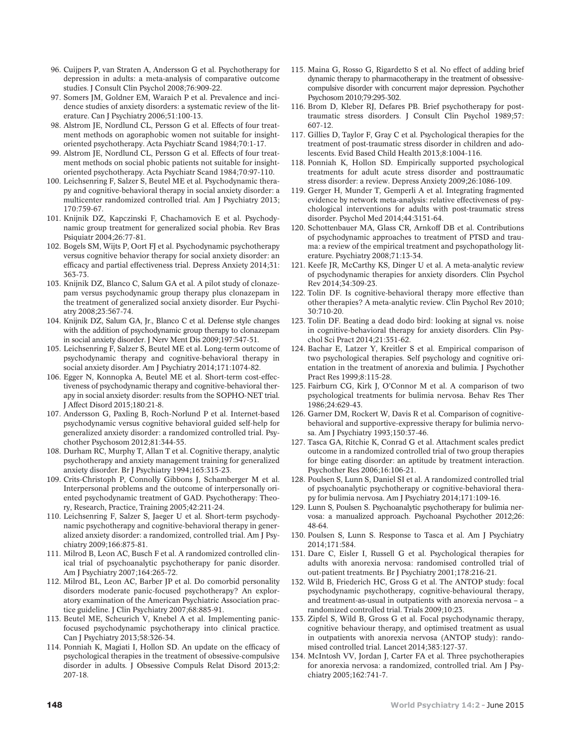96. Cuijpers P, van Straten A, Andersson G et al. Psychotherapy for depression in adults: a meta-analysis of comparative outcome studies. J Consult Clin Psychol 2008;76:909-22.
97. Somers JM, Goldner EM, Waraich P et al. Prevalence and incidence studies of anxiety disorders: a systematic review of the literature. Can J Psychiatry 2006;51:100-13.
98. Alstrom JE, Nordlund CL, Persson G et al. Effects of four treatment methods on agoraphobic women not suitable for insight-oriented psychotherapy. Acta Psychiatr Scand 1984;70:1-17.
99. Alstrom JE, Nordlund CL, Persson G et al. Effects of four treatment methods on social phobic patients not suitable for insight-oriented psychotherapy. Acta Psychiatr Scand 1984;70:97-110.
100. Leichsenring F, Salzer S, Beutel ME et al. Psychodynamic therapy and cognitive-behavioral therapy in social anxiety disorder: a multicenter randomized controlled trial. Am J Psychiatry 2013; 170:759-67.
101. Knijnik DZ, Kapczinski F, Chachamovich E et al. Psychodynamic group treatment for generalized social phobia. Rev Bras Psiquiatr 2004;26:77-81.
102. Bogels SM, Wijts P, Oort FJ et al. Psychodynamic psychotherapy versus cognitive behavior therapy for social anxiety disorder: an efficacy and partial effectiveness trial. Depress Anxiety 2014;31: 363-73.
103. Knijnik DZ, Blanco C, Salum GA et al. A pilot study of clonazepam versus psychodynamic group therapy plus clonazepam in the treatment of generalized social anxiety disorder. Eur Psychiatry 2008;23:567-74.
104. Knijnik DZ, Salum GA, Jr., Blanco C et al. Defense style changes with the addition of psychodynamic group therapy to clonazepam in social anxiety disorder. J Nerv Ment Dis 2009;197:547-51.
105. Leichsenring F, Salzer S, Beutel ME et al. Long-term outcome of psychodynamic therapy and cognitive-behavioral therapy in social anxiety disorder. Am J Psychiatry 2014;171:1074-82.
106. Egger N, Konnopka A, Beutel ME et al. Short-term cost-effectiveness of psychodynamic therapy and cognitive-behavioral therapy in social anxiety disorder: results from the SOPHO-NET trial. J Affect Disord 2015;180:21-8.
107. Andersson G, Paxling B, Roch-Norlund P et al. Internet-based psychodynamic versus cognitive behavioral guided self-help for generalized anxiety disorder: a randomized controlled trial. Psychother Psychosom 2012;81:344-55.
108. Durham RC, Murphy T, Allan T et al. Cognitive therapy, analytic psychotherapy and anxiety management training for generalized anxiety disorder. Br J Psychiatry 1994;165:315-23.
109. Crits-Christoph P, Connolly Gibbons J, Schamberger M et al. Interpersonal problems and the outcome of interpersonally oriented psychodynamic treatment of GAD. Psychotherapy: Theory, Research, Practice, Training 2005;42:211-24.
110. Leichsenring F, Salzer S, Jaeger U et al. Short-term psychodynamic psychotherapy and cognitive-behavioral therapy in generalized anxiety disorder: a randomized, controlled trial. Am J Psychiatry 2009;166:875-81.
111. Milrod B, Leon AC, Busch F et al. A randomized controlled clinical trial of psychoanalytic psychotherapy for panic disorder. Am J Psychiatry 2007;164:265-72.
112. Milrod BL, Leon AC, Barber JP et al. Do comorbid personality disorders moderate panic-focused psychotherapy? An exploratory examination of the American Psychiatric Association practice guideline. J Clin Psychiatry 2007;68:885-91.
113. Beutel ME, Scheurich V, Knebel A et al. Implementing panic-focused psychodynamic psychotherapy into clinical practice. Can J Psychiatry 2013;58:326-34.
114. Ponniah K, Magiati I, Hollon SD. An update on the efficacy of psychological therapies in the treatment of obsessive-compulsive disorder in adults. J Obsessive Compuls Relat Disord 2013;2: 207-18.
115. Maina G, Rosso G, Rigardetto S et al. No effect of adding brief dynamic therapy to pharmacotherapy in the treatment of obsessive-compulsive disorder with concurrent major depression. Psychother Psychosom 2010;79:295-302.
116. Brom D, Kleber RJ, Defares PB. Brief psychotherapy for post-traumatic stress disorders. J Consult Clin Psychol 1989;57: 607-12.
117. Gillies D, Taylor F, Gray C et al. Psychological therapies for the treatment of post-traumatic stress disorder in children and adolescents. Evid Based Child Health 2013;8:1004-116.
118. Ponniah K, Hollon SD. Empirically supported psychological treatments for adult acute stress disorder and posttraumatic stress disorder: a review. Depress Anxiety 2009;26:1086-109.
119. Gerger H, Munder T, Gemperli A et al. Integrating fragmented evidence by network meta-analysis: relative effectiveness of psychological interventions for adults with post-traumatic stress disorder. Psychol Med 2014;44:3151-64.
120. Schottenbauer MA, Glass CR, Arnkoff DB et al. Contributions of psychodynamic approaches to treatment of PTSD and trauma: a review of the empirical treatment and psychopathology literature. Psychiatry 2008;71:13-34.
121. Keefe JR, McCarthy KS, Dinger U et al. A meta-analytic review of psychodynamic therapies for anxiety disorders. Clin Psychol Rev 2014;34:309-23.
122. Tolin DF. Is cognitive-behavioral therapy more effective than other therapies? A meta-analytic review. Clin Psychol Rev 2010; 30:710-20.
123. Tolin DF. Beating a dead dodo bird: looking at signal vs. noise in cognitive-behavioral therapy for anxiety disorders. Clin Psychol Sci Pract 2014;21:351-62.
124. Bachar E, Latzer Y, Kreitler S et al. Empirical comparison of two psychological therapies. Self psychology and cognitive orientation in the treatment of anorexia and bulimia. J Psychother Pract Res 1999;8:115-28.
125. Fairburn CG, Kirk J, O'Connor M et al. A comparison of two psychological treatments for bulimia nervosa. Behav Res Ther 1986;24:629-43.
126. Garner DM, Rockert W, Davis R et al. Comparison of cognitive-behavioral and supportive-expressive therapy for bulimia nervosa. Am J Psychiatry 1993;150:37-46.
127. Tasca GA, Ritchie K, Conrad G et al. Attachment scales predict outcome in a randomized controlled trial of two group therapies for binge eating disorder: an aptitude by treatment interaction. Psychother Res 2006;16:106-21.
128. Poulsen S, Lunn S, Daniel SI et al. A randomized controlled trial of psychoanalytic psychotherapy or cognitive-behavioral therapy for bulimia nervosa. Am J Psychiatry 2014;171:109-16.
129. Lunn S, Poulsen S. Psychoanalytic psychotherapy for bulimia nervosa: a manualized approach. Psychoanal Psychother 2012;26: 48-64.
130. Poulsen S, Lunn S. Response to Tasca et al. Am J Psychiatry 2014;171:584.
131. Dare C, Eisler I, Russell G et al. Psychological therapies for adults with anorexia nervosa: randomised controlled trial of out-patient treatments. Br J Psychiatry 2001;178:216-21.
132. Wild B, Friederich HC, Gross G et al. The ANTOP study: focal psychodynamic psychotherapy, cognitive-behavioural therapy, and treatment-as-usual in outpatients with anorexia nervosa – a randomized controlled trial. Trials 2009;10:23.
133. Zipfel S, Wild B, Gross G et al. Focal psychodynamic therapy, cognitive behaviour therapy, and optimised treatment as usual in outpatients with anorexia nervosa (ANTOP study): randomised controlled trial. Lancet 2014;383:127-37.
134. McIntosh VV, Jordan J, Carter FA et al. Three psychotherapies for anorexia nervosa: a randomized, controlled trial. Am J Psychiatry 2005;162:741-7.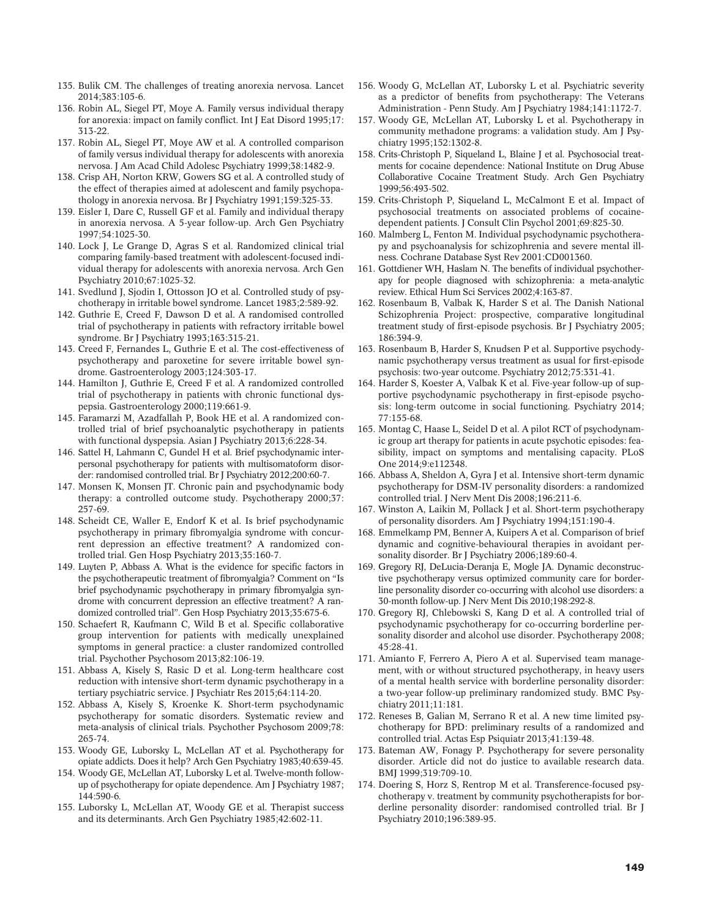135. Bulik CM. The challenges of treating anorexia nervosa. Lancet 2014;383:105-6.
136. Robin AL, Siegel PT, Moye A. Family versus individual therapy for anorexia: impact on family conflict. Int J Eat Disord 1995;17: 313-22.
137. Robin AL, Siegel PT, Moye AW et al. A controlled comparison of family versus individual therapy for adolescents with anorexia nervosa. J Am Acad Child Adolesc Psychiatry 1999;38:1482-9.
138. Crisp AH, Norton KRW, Gowers SG et al. A controlled study of the effect of therapies aimed at adolescent and family psychopathology in anorexia nervosa. Br J Psychiatry 1991;159:325-33.
139. Eisler I, Dare C, Russell GF et al. Family and individual therapy in anorexia nervosa. A 5-year follow-up. Arch Gen Psychiatry 1997;54:1025-30.
140. Lock J, Le Grange D, Agras S et al. Randomized clinical trial comparing family-based treatment with adolescent-focused individual therapy for adolescents with anorexia nervosa. Arch Gen Psychiatry 2010;67:1025-32.
141. Svedlund J, Sjodin I, Ottosson JO et al. Controlled study of psychotherapy in irritable bowel syndrome. Lancet 1983;2:589-92.
142. Guthrie E, Creed F, Dawson D et al. A randomised controlled trial of psychotherapy in patients with refractory irritable bowel syndrome. Br J Psychiatry 1993;163:315-21.
143. Creed F, Fernandes L, Guthrie E et al. The cost-effectiveness of psychotherapy and paroxetine for severe irritable bowel syndrome. Gastroenterology 2003;124:303-17.
144. Hamilton J, Guthrie E, Creed F et al. A randomized controlled trial of psychotherapy in patients with chronic functional dyspepsia. Gastroenterology 2000;119:661-9.
145. Faramarzi M, Azadfallah P, Book HE et al. A randomized controlled trial of brief psychoanalytic psychotherapy in patients with functional dyspepsia. Asian J Psychiatry 2013;6:228-34.
146. Sattel H, Lahmann C, Gundel H et al. Brief psychodynamic interpersonal psychotherapy for patients with multisomatoform disorder: randomised controlled trial. Br J Psychiatry 2012;200:60-7.
147. Monsen K, Monsen JT. Chronic pain and psychodynamic body therapy: a controlled outcome study. Psychotherapy 2000;37: 257-69.
148. Scheidt CE, Waller E, Endorf K et al. Is brief psychodynamic psychotherapy in primary fibromyalgia syndrome with concurrent depression an effective treatment? A randomized controlled trial. Gen Hosp Psychiatry 2013;35:160-7.
149. Luyten P, Abbass A. What is the evidence for specific factors in the psychotherapeutic treatment of fibromyalgia? Comment on "Is brief psychodynamic psychotherapy in primary fibromyalgia syndrome with concurrent depression an effective treatment? A randomized controlled trial". Gen Hosp Psychiatry 2013;35:675-6.
150. Schaefert R, Kaufmann C, Wild B et al. Specific collaborative group intervention for patients with medically unexplained symptoms in general practice: a cluster randomized controlled trial. Psychother Psychosom 2013;82:106-19.
151. Abbass A, Kisely S, Rasic D et al. Long-term healthcare cost reduction with intensive short-term dynamic psychotherapy in a tertiary psychiatric service. J Psychiatr Res 2015;64:114-20.
152. Abbass A, Kisely S, Kroenke K. Short-term psychodynamic psychotherapy for somatic disorders. Systematic review and meta-analysis of clinical trials. Psychother Psychosom 2009;78: 265-74.
153. Woody GE, Luborsky L, McLellan AT et al. Psychotherapy for opiate addicts. Does it help? Arch Gen Psychiatry 1983;40:639-45.
154. Woody GE, McLellan AT, Luborsky L et al. Twelve-month follow-up of psychotherapy for opiate dependence. Am J Psychiatry 1987; 144:590-6.
155. Luborsky L, McLellan AT, Woody GE et al. Therapist success and its determinants. Arch Gen Psychiatry 1985;42:602-11.
156. Woody G, McLellan AT, Luborsky L et al. Psychiatric severity as a predictor of benefits from psychotherapy: The Veterans Administration - Penn Study. Am J Psychiatry 1984;141:1172-7.
157. Woody GE, McLellan AT, Luborsky L et al. Psychotherapy in community methadone programs: a validation study. Am J Psychiatry 1995;152:1302-8.
158. Crits-Christoph P, Siqueland L, Blaine J et al. Psychosocial treatments for cocaine dependence: National Institute on Drug Abuse Collaborative Cocaine Treatment Study. Arch Gen Psychiatry 1999;56:493-502.
159. Crits-Christoph P, Siqueland L, McCalmont E et al. Impact of psychosocial treatments on associated problems of cocaine-dependent patients. J Consult Clin Psychol 2001;69:825-30.
160. Malmberg L, Fenton M. Individual psychodynamic psychotherapy and psychoanalysis for schizophrenia and severe mental illness. Cochrane Database Syst Rev 2001:CD001360.
161. Gottdiener WH, Haslam N. The benefits of individual psychotherapy for people diagnosed with schizophrenia: a meta-analytic review. Ethical Hum Sci Services 2002;4:163-87.
162. Rosenbaum B, Valbak K, Harder S et al. The Danish National Schizophrenia Project: prospective, comparative longitudinal treatment study of first-episode psychosis. Br J Psychiatry 2005; 186:394-9.
163. Rosenbaum B, Harder S, Knudsen P et al. Supportive psychodynamic psychotherapy versus treatment as usual for first-episode psychosis: two-year outcome. Psychiatry 2012;75:331-41.
164. Harder S, Koester A, Valbak K et al. Five-year follow-up of supportive psychodynamic psychotherapy in first-episode psychosis: long-term outcome in social functioning. Psychiatry 2014; 77:155-68.
165. Montag C, Haase L, Seidel D et al. A pilot RCT of psychodynamic group art therapy for patients in acute psychotic episodes: feasibility, impact on symptoms and mentalising capacity. PLoS One 2014;9:e112348.
166. Abbass A, Sheldon A, Gyra J et al. Intensive short-term dynamic psychotherapy for DSM-IV personality disorders: a randomized controlled trial. J Nerv Ment Dis 2008;196:211-6.
167. Winston A, Laikin M, Pollack J et al. Short-term psychotherapy of personality disorders. Am J Psychiatry 1994;151:190-4.
168. Emmelkamp PM, Benner A, Kuipers A et al. Comparison of brief dynamic and cognitive-behavioural therapies in avoidant personality disorder. Br J Psychiatry 2006;189:60-4.
169. Gregory RJ, DeLucia-Deranja E, Mogle JA. Dynamic deconstructive psychotherapy versus optimized community care for borderline personality disorder co-occurring with alcohol use disorders: a 30-month follow-up. J Nerv Ment Dis 2010;198:292-8.
170. Gregory RJ, Chlebowski S, Kang D et al. A controlled trial of psychodynamic psychotherapy for co-occurring borderline personality disorder and alcohol use disorder. Psychotherapy 2008; 45:28-41.
171. Amianto F, Ferrero A, Piero A et al. Supervised team management, with or without structured psychotherapy, in heavy users of a mental health service with borderline personality disorder: a two-year follow-up preliminary randomized study. BMC Psychiatry 2011;11:181.
172. Reneses B, Galian M, Serrano R et al. A new time limited psychotherapy for BPD: preliminary results of a randomized and controlled trial. Actas Esp Psiquiatr 2013;41:139-48.
173. Bateman AW, Fonagy P. Psychotherapy for severe personality disorder. Article did not do justice to available research data. BMJ 1999;319:709-10.
174. Doering S, Horz S, Rentrop M et al. Transference-focused psychotherapy v. treatment by community psychotherapists for borderline personality disorder: randomised controlled trial. Br J Psychiatry 2010;196:389-95.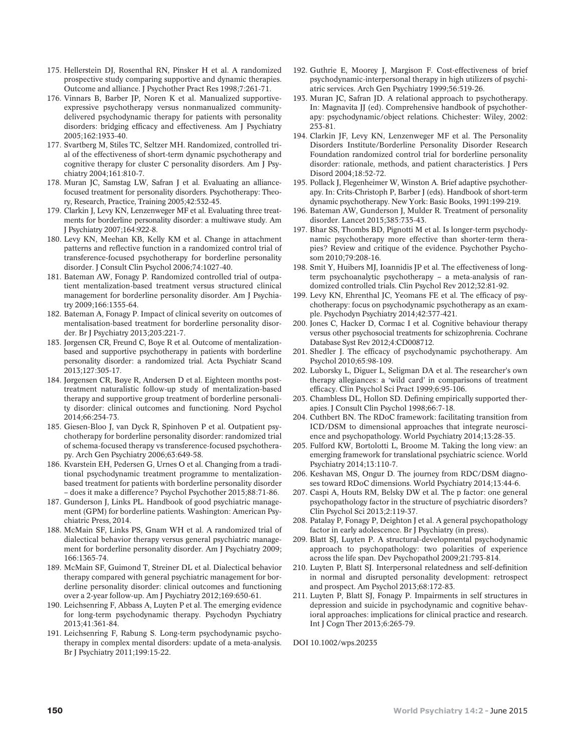175. Hellerstein DJ, Rosenthal RN, Pinsker H et al. A randomized prospective study comparing supportive and dynamic therapies. Outcome and alliance. J Psychother Pract Res 1998;7:261-71.
176. Vinnars B, Barber JP, Noren K et al. Manualized supportive-expressive psychotherapy versus nonmanualized community-delivered psychodynamic therapy for patients with personality disorders: bridging efficacy and effectiveness. Am J Psychiatry 2005;162:1933-40.
177. Svartberg M, Stiles TC, Seltzer MH. Randomized, controlled trial of the effectiveness of short-term dynamic psychotherapy and cognitive therapy for cluster C personality disorders. Am J Psychiatry 2004;161:810-7.
178. Muran JC, Samstag LW, Safran J et al. Evaluating an alliance-focused treatment for personality disorders. Psychotherapy: Theory, Research, Practice, Training 2005;42:532-45.
179. Clarkin J, Levy KN, Lenzenweger MF et al. Evaluating three treatments for borderline personality disorder: a multiwave study. Am J Psychiatry 2007;164:922-8.
180. Levy KN, Meehan KB, Kelly KM et al. Change in attachment patterns and reflective function in a randomized control trial of transference-focused psychotherapy for borderline personality disorder. J Consult Clin Psychol 2006;74:1027-40.
181. Bateman AW, Fonagy P. Randomized controlled trial of outpatient mentalization-based treatment versus structured clinical management for borderline personality disorder. Am J Psychiatry 2009;166:1355-64.
182. Bateman A, Fonagy P. Impact of clinical severity on outcomes of mentalisation-based treatment for borderline personality disorder. Br J Psychiatry 2013;203:221-7.
183. Jørgensen CR, Freund C, Boye R et al. Outcome of mentalization-based and supportive psychotherapy in patients with borderline personality disorder: a randomized trial. Acta Psychiatr Scand 2013;127:305-17.
184. Jørgensen CR, Bøye R, Andersen D et al. Eighteen months post-treatment naturalistic follow-up study of mentalization-based therapy and supportive group treatment of borderline personality disorder: clinical outcomes and functioning. Nord Psychol 2014;66:254-73.
185. Giesen-Bloo J, van Dyck R, Spinhoven P et al. Outpatient psychotherapy for borderline personality disorder: randomized trial of schema-focused therapy vs transference-focused psychotherapy. Arch Gen Psychiatry 2006;63:649-58.
186. Kvarstein EH, Pedersen G, Urnes O et al. Changing from a traditional psychodynamic treatment programme to mentalization-based treatment for patients with borderline personality disorder – does it make a difference? Psychol Psychother 2015;88:71-86.
187. Gunderson J, Links PL. Handbook of good psychiatric management (GPM) for borderline patients. Washington: American Psychiatric Press, 2014.
188. McMain SF, Links PS, Gnam WH et al. A randomized trial of dialectical behavior therapy versus general psychiatric management for borderline personality disorder. Am J Psychiatry 2009;166:1365-74.
189. McMain SF, Guimond T, Streiner DL et al. Dialectical behavior therapy compared with general psychiatric management for borderline personality disorder: clinical outcomes and functioning over a 2-year follow-up. Am J Psychiatry 2012;169:650-61.
190. Leichsenring F, Abbass A, Luyten P et al. The emerging evidence for long-term psychodynamic therapy. Psychodyn Psychiatry 2013;41:361-84.
191. Leichsenring F, Rabung S. Long-term psychodynamic psychotherapy in complex mental disorders: update of a meta-analysis. Br J Psychiatry 2011;199:15-22.
192. Guthrie E, Moorey J, Margison F. Cost-effectiveness of brief psychodynamic-interpersonal therapy in high utilizers of psychiatric services. Arch Gen Psychiatry 1999;56:519-26.
193. Muran JC, Safran JD. A relational approach to psychotherapy. In: Magnavita JJ (ed). Comprehensive handbook of psychotherapy: psychodynamic/object relations. Chichester: Wiley, 2002: 253-81.
194. Clarkin JF, Levy KN, Lenzenweger MF et al. The Personality Disorders Institute/Borderline Personality Disorder Research Foundation randomized control trial for borderline personality disorder: rationale, methods, and patient characteristics. J Pers Disord 2004;18:52-72.
195. Pollack J, Flegenheimer W, Winston A. Brief adaptive psychotherapy. In: Crits-Christoph P, Barber J (eds). Handbook of short-term dynamic psychotherapy. New York: Basic Books, 1991:199-219.
196. Bateman AW, Gunderson J, Mulder R. Treatment of personality disorder. Lancet 2015;385:735-43.
197. Bhar SS, Thombs BD, Pignotti M et al. Is longer-term psychodynamic psychotherapy more effective than shorter-term therapies? Review and critique of the evidence. Psychother Psychosom 2010;79:208-16.
198. Smit Y, Huibers MJ, Ioannidis JP et al. The effectiveness of long-term psychoanalytic psychotherapy – a meta-analysis of randomized controlled trials. Clin Psychol Rev 2012;32:81-92.
199. Levy KN, Ehrenthal JC, Yeomans FE et al. The efficacy of psychotherapy: focus on psychodynamic psychotherapy as an example. Psychodyn Psychiatry 2014;42:377-421.
200. Jones C, Hacker D, Cormac I et al. Cognitive behaviour therapy versus other psychosocial treatments for schizophrenia. Cochrane Database Syst Rev 2012;4:CD008712.
201. Shedler J. The efficacy of psychodynamic psychotherapy. Am Psychol 2010;65:98-109.
202. Luborsky L, Diguer L, Seligman DA et al. The researcher's own therapy allegiances: a 'wild card' in comparisons of treatment efficacy. Clin Psychol Sci Pract 1999;6:95-106.
203. Chambless DL, Hollon SD. Defining empirically supported therapies. J Consult Clin Psychol 1998;66:7-18.
204. Cuthbert BN. The RDoC framework: facilitating transition from ICD/DSM to dimensional approaches that integrate neuroscience and psychopathology. World Psychiatry 2014;13:28-35.
205. Fulford KW, Bortolotti L, Broome M. Taking the long view: an emerging framework for translational psychiatric science. World Psychiatry 2014;13:110-7.
206. Keshavan MS, Ongur D. The journey from RDC/DSM diagnoses toward RDoC dimensions. World Psychiatry 2014;13:44-6.
207. Caspi A, Houts RM, Belsky DW et al. The p factor: one general psychopathology factor in the structure of psychiatric disorders? Clin Psychol Sci 2013;2:119-37.
208. Patalay P, Fonagy P, Deighton J et al. A general psychopathology factor in early adolescence. Br J Psychiatry (in press).
209. Blatt SJ, Luyten P. A structural-developmental psychodynamic approach to psychopathology: two polarities of experience across the life span. Dev Psychopathol 2009;21:793-814.
210. Luyten P, Blatt SJ. Interpersonal relatedness and self-definition in normal and disrupted personality development: retrospect and prospect. Am Psychol 2013;68:172-83.
211. Luyten P, Blatt SJ, Fonagy P. Impairments in self structures in depression and suicide in psychodynamic and cognitive behavioral approaches: implications for clinical practice and research. Int J Cogn Ther 2013;6:265-79.

DOI 10.1002/wps.20235